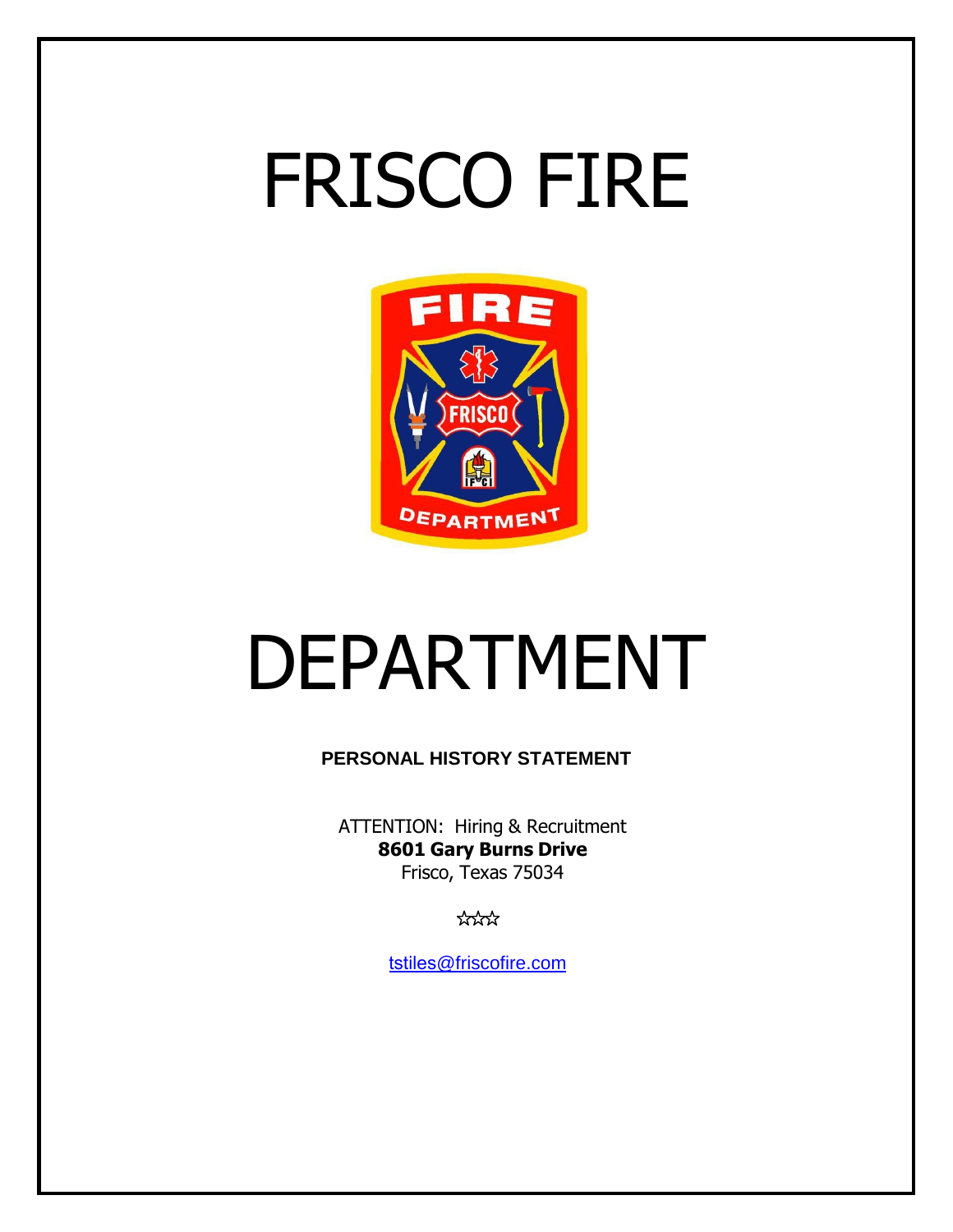# FRISCO FIRE

# DEPARTMENT

**PERSONAL HISTORY STATEMENT**

ATTENTION: Hiring & Recruitment
**8601 Gary Burns Drive**
Frisco, Texas 75034

☆☆☆

tstiles@friscofire.com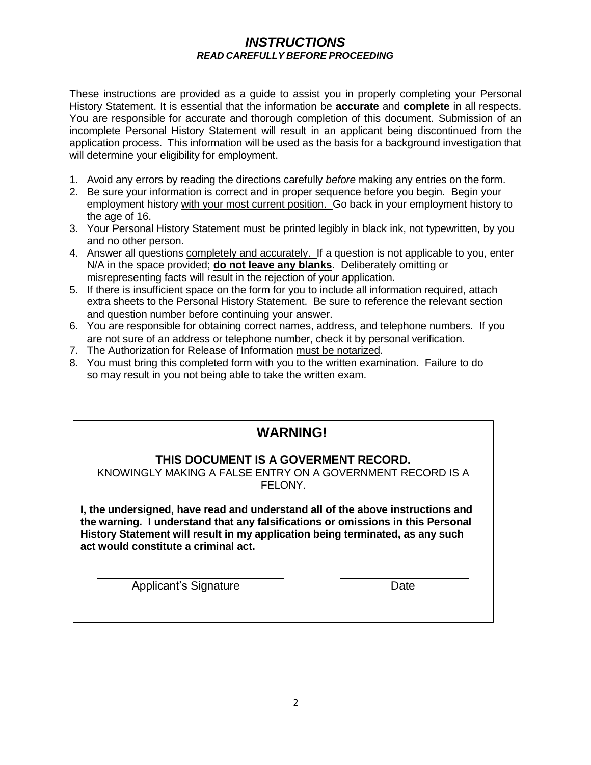# *INSTRUCTIONS*

***READ CAREFULLY BEFORE PROCEEDING***

These instructions are provided as a guide to assist you in properly completing your Personal History Statement. It is essential that the information be **accurate** and **complete** in all respects. You are responsible for accurate and thorough completion of this document. Submission of an incomplete Personal History Statement will result in an applicant being discontinued from the application process. This information will be used as the basis for a background investigation that will determine your eligibility for employment.

1. Avoid any errors by reading the directions carefully *before* making any entries on the form.
2. Be sure your information is correct and in proper sequence before you begin. Begin your employment history with your most current position. Go back in your employment history to the age of 16.
3. Your Personal History Statement must be printed legibly in black ink, not typewritten, by you and no other person.
4. Answer all questions completely and accurately. If a question is not applicable to you, enter N/A in the space provided; **do not leave any blanks**. Deliberately omitting or misrepresenting facts will result in the rejection of your application.
5. If there is insufficient space on the form for you to include all information required, attach extra sheets to the Personal History Statement. Be sure to reference the relevant section and question number before continuing your answer.
6. You are responsible for obtaining correct names, address, and telephone numbers. If you are not sure of an address or telephone number, check it by personal verification.
7. The Authorization for Release of Information must be notarized.
8. You must bring this completed form with you to the written examination. Failure to do so may result in you not being able to take the written exam.

## WARNING!

**THIS DOCUMENT IS A GOVERMENT RECORD.**

KNOWINGLY MAKING A FALSE ENTRY ON A GOVERNMENT RECORD IS A FELONY.

**I, the undersigned, have read and understand all of the above instructions and the warning. I understand that any falsifications or omissions in this Personal History Statement will result in my application being terminated, as any such act would constitute a criminal act.**

\_\_\_\_\_\_\_\_\_\_\_\_\_\_\_\_\_\_\_\_\_\_\_\_\_\_\_\_ Applicant's Signature

\_\_\_\_\_\_\_\_\_\_\_\_\_\_\_\_\_\_\_\_ Date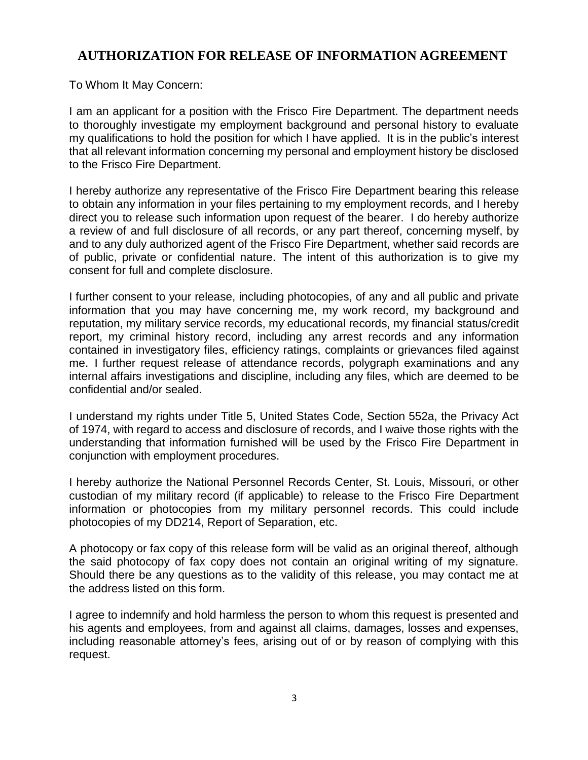## AUTHORIZATION FOR RELEASE OF INFORMATION AGREEMENT

To Whom It May Concern:

I am an applicant for a position with the Frisco Fire Department. The department needs to thoroughly investigate my employment background and personal history to evaluate my qualifications to hold the position for which I have applied. It is in the public's interest that all relevant information concerning my personal and employment history be disclosed to the Frisco Fire Department.

I hereby authorize any representative of the Frisco Fire Department bearing this release to obtain any information in your files pertaining to my employment records, and I hereby direct you to release such information upon request of the bearer. I do hereby authorize a review of and full disclosure of all records, or any part thereof, concerning myself, by and to any duly authorized agent of the Frisco Fire Department, whether said records are of public, private or confidential nature. The intent of this authorization is to give my consent for full and complete disclosure.

I further consent to your release, including photocopies, of any and all public and private information that you may have concerning me, my work record, my background and reputation, my military service records, my educational records, my financial status/credit report, my criminal history record, including any arrest records and any information contained in investigatory files, efficiency ratings, complaints or grievances filed against me. I further request release of attendance records, polygraph examinations and any internal affairs investigations and discipline, including any files, which are deemed to be confidential and/or sealed.

I understand my rights under Title 5, United States Code, Section 552a, the Privacy Act of 1974, with regard to access and disclosure of records, and I waive those rights with the understanding that information furnished will be used by the Frisco Fire Department in conjunction with employment procedures.

I hereby authorize the National Personnel Records Center, St. Louis, Missouri, or other custodian of my military record (if applicable) to release to the Frisco Fire Department information or photocopies from my military personnel records. This could include photocopies of my DD214, Report of Separation, etc.

A photocopy or fax copy of this release form will be valid as an original thereof, although the said photocopy of fax copy does not contain an original writing of my signature. Should there be any questions as to the validity of this release, you may contact me at the address listed on this form.

I agree to indemnify and hold harmless the person to whom this request is presented and his agents and employees, from and against all claims, damages, losses and expenses, including reasonable attorney's fees, arising out of or by reason of complying with this request.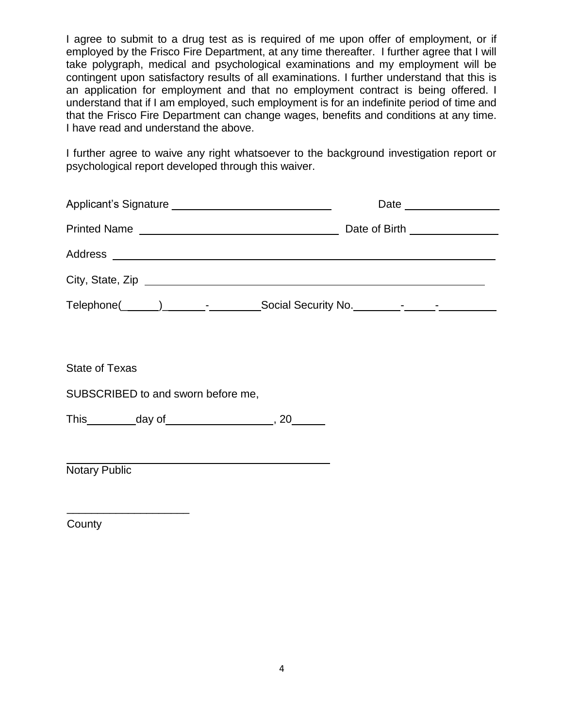I agree to submit to a drug test as is required of me upon offer of employment, or if employed by the Frisco Fire Department, at any time thereafter. I further agree that I will take polygraph, medical and psychological examinations and my employment will be contingent upon satisfactory results of all examinations. I further understand that this is an application for employment and that no employment contract is being offered. I understand that if I am employed, such employment is for an indefinite period of time and that the Frisco Fire Department can change wages, benefits and conditions at any time. I have read and understand the above.

I further agree to waive any right whatsoever to the background investigation report or psychological report developed through this waiver.

Applicant's Signature ____________________________ Date ________________

Printed Name ____________________________________ Date of Birth _______________

Address ____________________________________________________________________

City, State, Zip _______________________________________________________________

Telephone(______)_______-_________Social Security No._________-______-__________

State of Texas

SUBSCRIBED to and sworn before me,

This_________day of__________________, 20______

_____________________________________________
Notary Public

____________________
County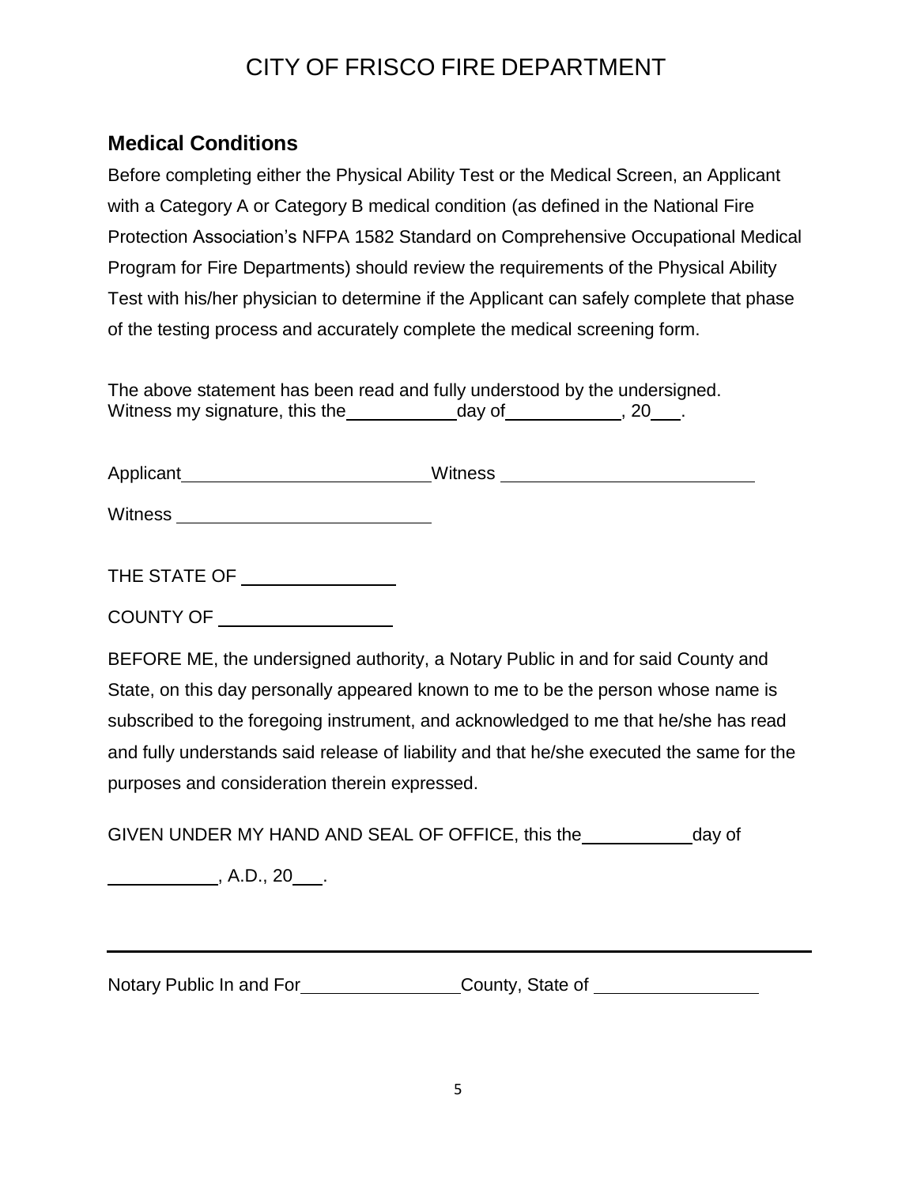# CITY OF FRISCO FIRE DEPARTMENT

## Medical Conditions

Before completing either the Physical Ability Test or the Medical Screen, an Applicant with a Category A or Category B medical condition (as defined in the National Fire Protection Association's NFPA 1582 Standard on Comprehensive Occupational Medical Program for Fire Departments) should review the requirements of the Physical Ability Test with his/her physician to determine if the Applicant can safely complete that phase of the testing process and accurately complete the medical screening form.

The above statement has been read and fully understood by the undersigned.
Witness my signature, this the\_\_\_\_\_\_\_\_\_\_\_day of\_\_\_\_\_\_\_\_\_\_\_, 20\_\_\_.

Applicant\_\_\_\_\_\_\_\_\_\_\_\_\_\_\_\_\_\_\_\_\_\_\_\_\_ Witness \_\_\_\_\_\_\_\_\_\_\_\_\_\_\_\_\_\_\_\_\_\_\_\_\_

Witness \_\_\_\_\_\_\_\_\_\_\_\_\_\_\_\_\_\_\_\_\_\_\_\_\_

THE STATE OF \_\_\_\_\_\_\_\_\_\_\_\_\_\_\_

COUNTY OF \_\_\_\_\_\_\_\_\_\_\_\_\_\_\_\_\_

BEFORE ME, the undersigned authority, a Notary Public in and for said County and State, on this day personally appeared known to me to be the person whose name is subscribed to the foregoing instrument, and acknowledged to me that he/she has read and fully understands said release of liability and that he/she executed the same for the purposes and consideration therein expressed.

GIVEN UNDER MY HAND AND SEAL OF OFFICE, this the\_\_\_\_\_\_\_\_\_\_\_day of

\_\_\_\_\_\_\_\_\_\_\_, A.D., 20\_\_\_.

---

Notary Public In and For\_\_\_\_\_\_\_\_\_\_\_\_\_\_\_\_County, State of \_\_\_\_\_\_\_\_\_\_\_\_\_\_\_\_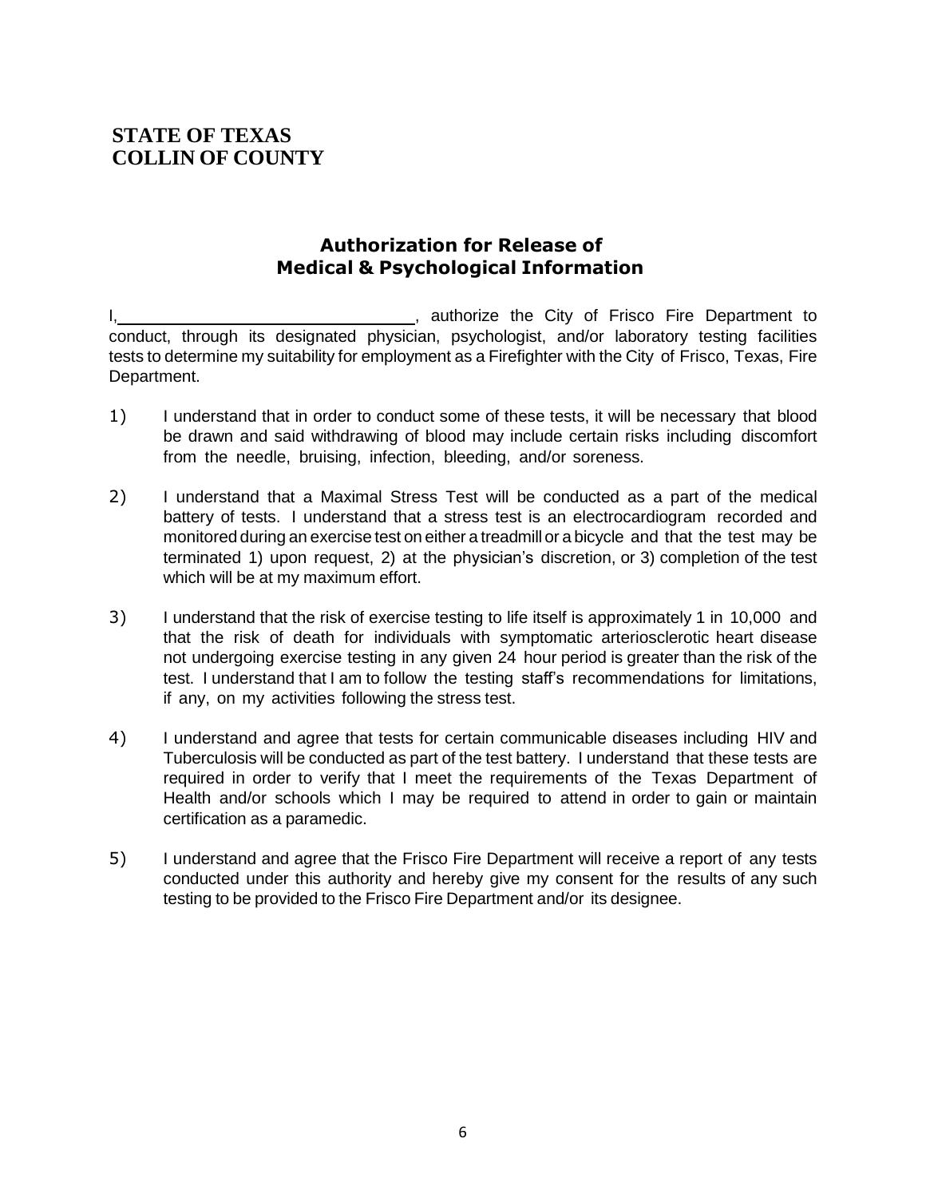**STATE OF TEXAS**
**COLLIN OF COUNTY**

## Authorization for Release of Medical & Psychological Information

I,\_\_\_\_\_\_\_\_\_\_\_\_\_\_\_\_\_\_\_\_\_\_\_\_\_\_\_\_\_\_\_\_, authorize the City of Frisco Fire Department to conduct, through its designated physician, psychologist, and/or laboratory testing facilities tests to determine my suitability for employment as a Firefighter with the City of Frisco, Texas, Fire Department.

1) I understand that in order to conduct some of these tests, it will be necessary that blood be drawn and said withdrawing of blood may include certain risks including discomfort from the needle, bruising, infection, bleeding, and/or soreness.

2) I understand that a Maximal Stress Test will be conducted as a part of the medical battery of tests. I understand that a stress test is an electrocardiogram recorded and monitored during an exercise test on either a treadmill or a bicycle and that the test may be terminated 1) upon request, 2) at the physician's discretion, or 3) completion of the test which will be at my maximum effort.

3) I understand that the risk of exercise testing to life itself is approximately 1 in 10,000 and that the risk of death for individuals with symptomatic arteriosclerotic heart disease not undergoing exercise testing in any given 24 hour period is greater than the risk of the test. I understand that I am to follow the testing staff's recommendations for limitations, if any, on my activities following the stress test.

4) I understand and agree that tests for certain communicable diseases including HIV and Tuberculosis will be conducted as part of the test battery. I understand that these tests are required in order to verify that I meet the requirements of the Texas Department of Health and/or schools which I may be required to attend in order to gain or maintain certification as a paramedic.

5) I understand and agree that the Frisco Fire Department will receive a report of any tests conducted under this authority and hereby give my consent for the results of any such testing to be provided to the Frisco Fire Department and/or its designee.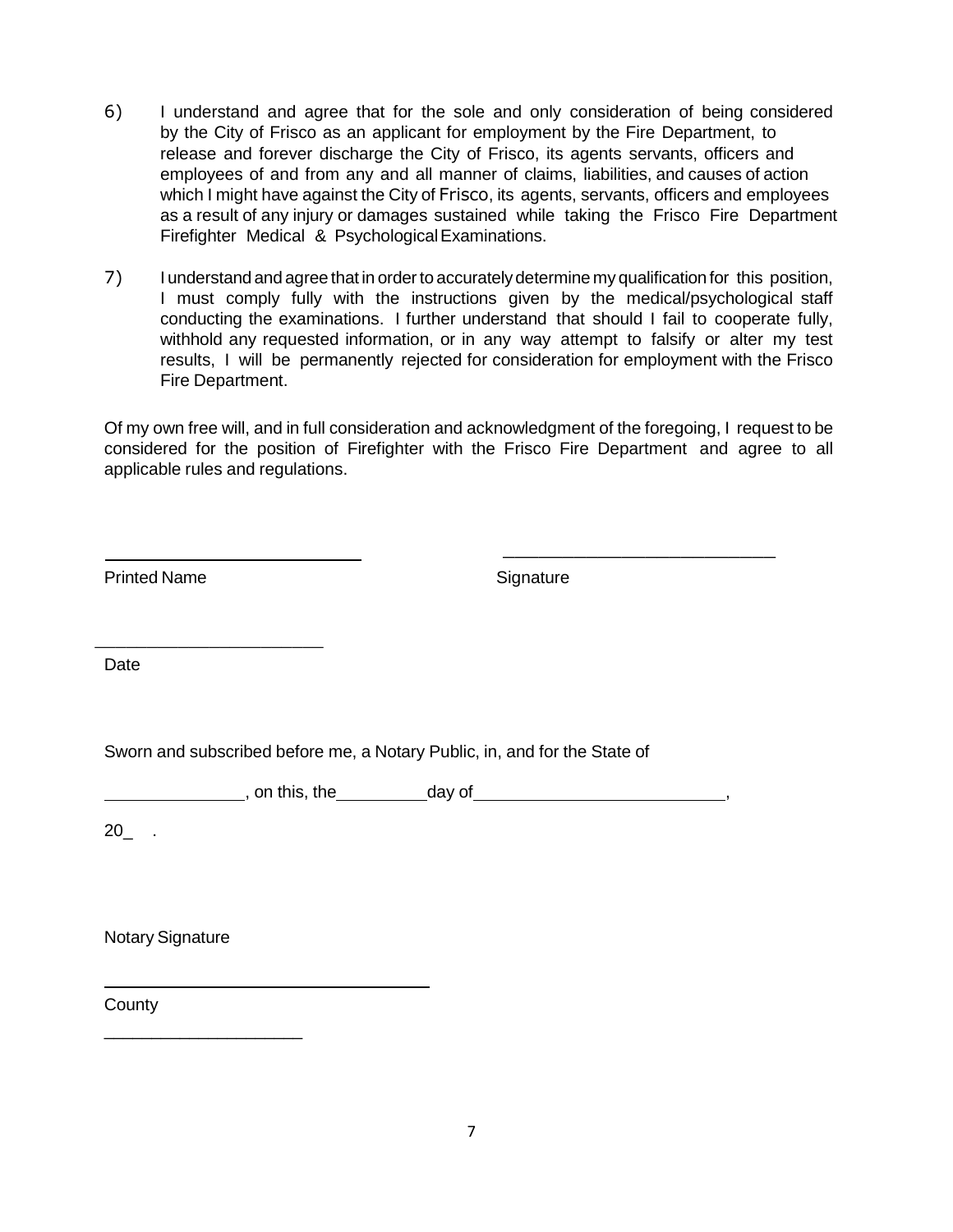6) I understand and agree that for the sole and only consideration of being considered by the City of Frisco as an applicant for employment by the Fire Department, to release and forever discharge the City of Frisco, its agents servants, officers and employees of and from any and all manner of claims, liabilities, and causes of action which I might have against the City of Frisco, its agents, servants, officers and employees as a result of any injury or damages sustained while taking the Frisco Fire Department Firefighter Medical & Psychological Examinations.

7) I understand and agree that in order to accurately determine my qualification for this position, I must comply fully with the instructions given by the medical/psychological staff conducting the examinations. I further understand that should I fail to cooperate fully, withhold any requested information, or in any way attempt to falsify or alter my test results, I will be permanently rejected for consideration for employment with the Frisco Fire Department.

Of my own free will, and in full consideration and acknowledgment of the foregoing, I request to be considered for the position of Firefighter with the Frisco Fire Department and agree to all applicable rules and regulations.

______________________________ ______________________________

Printed Name Signature

________________________

Date

Sworn and subscribed before me, a Notary Public, in, and for the State of

______________, on this, the__________day of___________________________,

20_ .

Notary Signature

____________________________________

County

______________________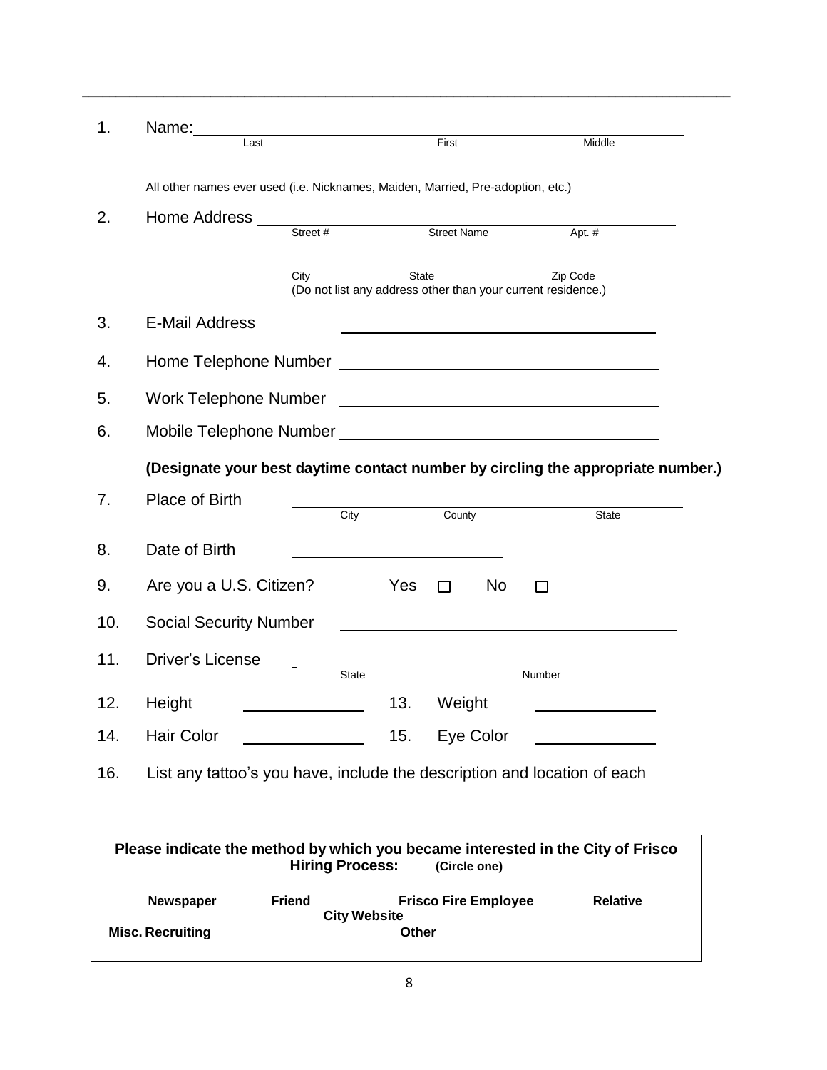1. Name: ______________________________________________
   Last &nbsp;&nbsp;&nbsp;&nbsp;&nbsp;&nbsp;&nbsp;&nbsp;&nbsp;&nbsp; First &nbsp;&nbsp;&nbsp;&nbsp;&nbsp;&nbsp;&nbsp;&nbsp;&nbsp;&nbsp; Middle

   ______________________________________________
   All other names ever used (i.e. Nicknames, Maiden, Married, Pre-adoption, etc.)

2. Home Address ______________________________________________
   Street # &nbsp;&nbsp;&nbsp;&nbsp;&nbsp;&nbsp;&nbsp;&nbsp;&nbsp;&nbsp; Street Name &nbsp;&nbsp;&nbsp;&nbsp;&nbsp;&nbsp;&nbsp;&nbsp;&nbsp;&nbsp; Apt. #

   ______________________________________________
   City &nbsp;&nbsp;&nbsp;&nbsp;&nbsp;&nbsp;&nbsp;&nbsp;&nbsp;&nbsp; State &nbsp;&nbsp;&nbsp;&nbsp;&nbsp;&nbsp;&nbsp;&nbsp;&nbsp;&nbsp; Zip Code
   (Do not list any address other than your current residence.)

3. E-Mail Address ______________________________________________

4. Home Telephone Number ______________________________________________

5. Work Telephone Number ______________________________________________

6. Mobile Telephone Number ______________________________________________

   **(Designate your best daytime contact number by circling the appropriate number.)**

7. Place of Birth ______________________________________________
   City &nbsp;&nbsp;&nbsp;&nbsp;&nbsp;&nbsp;&nbsp;&nbsp;&nbsp;&nbsp; County &nbsp;&nbsp;&nbsp;&nbsp;&nbsp;&nbsp;&nbsp;&nbsp;&nbsp;&nbsp; State

8. Date of Birth ______________________________

9. Are you a U.S. Citizen? &nbsp;&nbsp;&nbsp;&nbsp; Yes ☐ &nbsp;&nbsp;&nbsp;&nbsp; No ☐

10. Social Security Number ______________________________________________

11. Driver's License ______________________________________________
    State &nbsp;&nbsp;&nbsp;&nbsp;&nbsp;&nbsp;&nbsp;&nbsp;&nbsp;&nbsp; Number

12. Height ________________ &nbsp;&nbsp;&nbsp;&nbsp; 13. Weight ________________

14. Hair Color ________________ &nbsp;&nbsp;&nbsp;&nbsp; 15. Eye Color ________________

16. List any tattoo's you have, include the description and location of each

    ______________________________________________

**Please indicate the method by which you became interested in the City of Frisco Hiring Process:** **(Circle one)**

**Newspaper** &nbsp;&nbsp;&nbsp;&nbsp; **Friend** &nbsp;&nbsp;&nbsp;&nbsp; **Frisco Fire Employee** &nbsp;&nbsp;&nbsp;&nbsp; **Relative**

**City Website**

**Misc. Recruiting** ________________________ &nbsp;&nbsp;&nbsp;&nbsp; **Other** ________________________________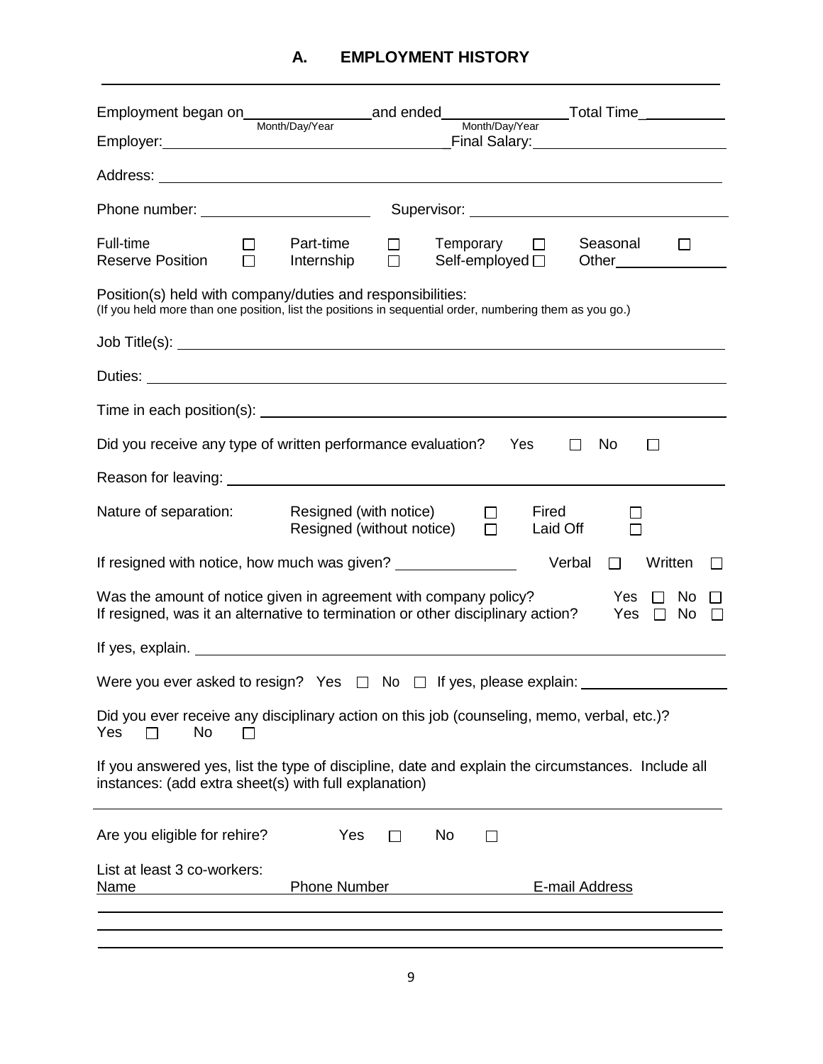## A. EMPLOYMENT HISTORY

Employment began on________________ and ended________________ Total Time___________
Month/Day/Year Month/Day/Year

Employer:_________________________________ Final Salary:_______________________

Address: _______________________________________________________________________

Phone number: _____________________ Supervisor: _________________________________

Full-time ☐ Part-time ☐ Temporary ☐ Seasonal ☐
Reserve Position ☐ Internship ☐ Self-employed ☐ Other_______________

Position(s) held with company/duties and responsibilities:
(If you held more than one position, list the positions in sequential order, numbering them as you go.)

Job Title(s): ____________________________________________________________________

Duties: ________________________________________________________________________

Time in each position(s): _________________________________________________________

Did you receive any type of written performance evaluation? Yes ☐ No ☐

Reason for leaving: ______________________________________________________________

Nature of separation: Resigned (with notice) ☐ Fired ☐
Resigned (without notice) ☐ Laid Off ☐

If resigned with notice, how much was given? _______________ Verbal ☐ Written ☐

Was the amount of notice given in agreement with company policy? Yes ☐ No ☐
If resigned, was it an alternative to termination or other disciplinary action? Yes ☐ No ☐

If yes, explain. __________________________________________________________________

Were you ever asked to resign? Yes ☐ No ☐ If yes, please explain: ___________________

Did you ever receive any disciplinary action on this job (counseling, memo, verbal, etc.)?
Yes ☐ No ☐

If you answered yes, list the type of discipline, date and explain the circumstances. Include all instances: (add extra sheet(s) with full explanation)

________________________________________________________________________________

Are you eligible for rehire? Yes ☐ No ☐

List at least 3 co-workers:

| Name | Phone Number | E-mail Address |
|---|---|---|
| | | |
| | | |
| | | |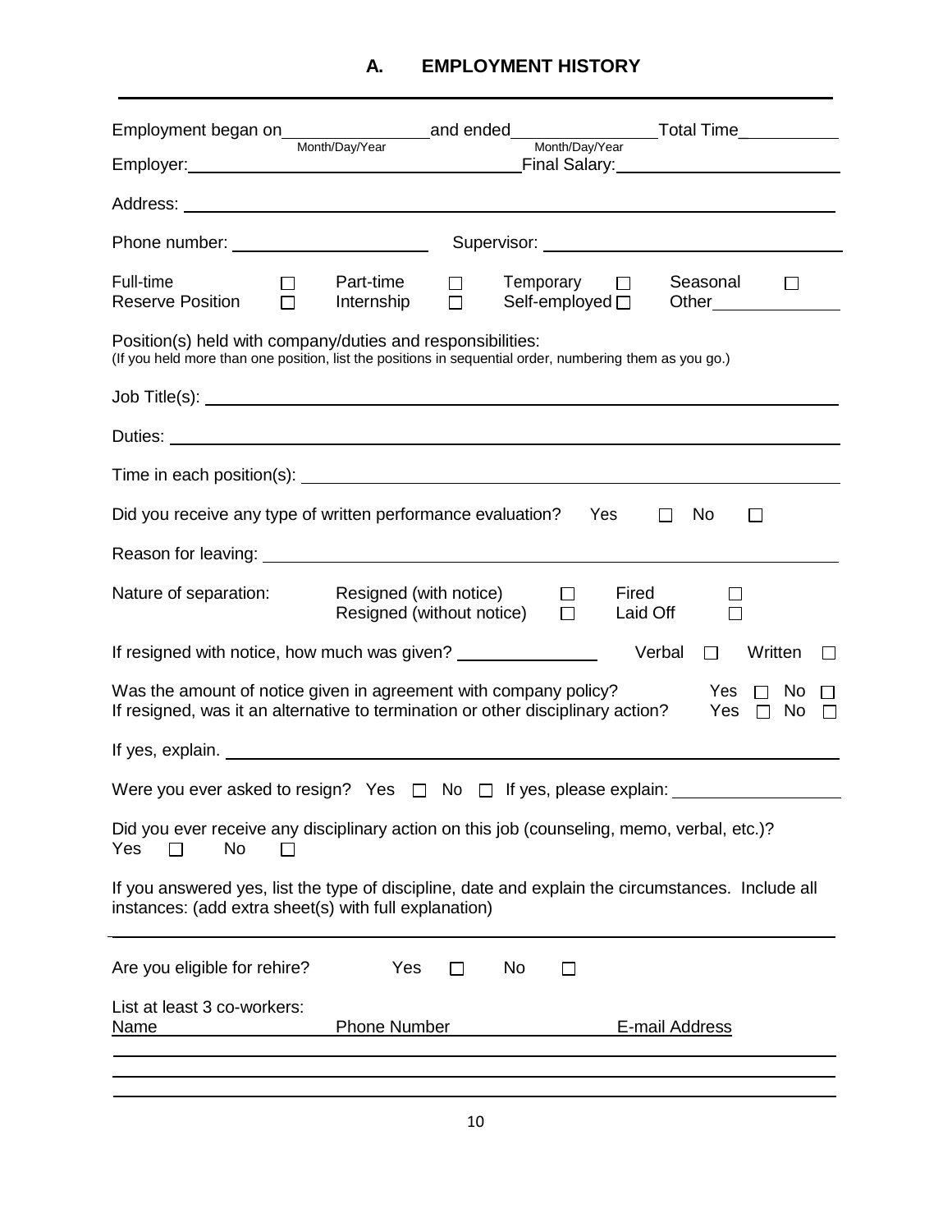## A. EMPLOYMENT HISTORY

Employment began on\_\_\_\_\_\_\_\_\_\_\_\_\_\_\_\_ and ended\_\_\_\_\_\_\_\_\_\_\_\_\_\_\_\_ Total Time\_\_\_\_\_\_\_\_\_\_\_
Month/Day/Year Month/Day/Year

Employer:\_\_\_\_\_\_\_\_\_\_\_\_\_\_\_\_\_\_\_\_\_\_\_\_\_\_\_\_\_\_\_\_ Final Salary:\_\_\_\_\_\_\_\_\_\_\_\_\_\_\_\_\_\_\_\_\_\_

Address: \_\_\_\_\_\_\_\_\_\_\_\_\_\_\_\_\_\_\_\_\_\_\_\_\_\_\_\_\_\_\_\_\_\_\_\_\_\_\_\_\_\_\_\_\_\_\_\_\_\_\_\_\_\_\_\_\_\_\_\_\_\_\_\_

Phone number: \_\_\_\_\_\_\_\_\_\_\_\_\_\_\_\_\_\_\_\_ Supervisor: \_\_\_\_\_\_\_\_\_\_\_\_\_\_\_\_\_\_\_\_\_\_\_\_\_\_\_\_\_\_\_

Full-time ☐ Part-time ☐ Temporary ☐ Seasonal ☐
Reserve Position ☐ Internship ☐ Self-employed ☐ Other\_\_\_\_\_\_\_\_\_\_\_\_\_\_

Position(s) held with company/duties and responsibilities:
(If you held more than one position, list the positions in sequential order, numbering them as you go.)

Job Title(s): \_\_\_\_\_\_\_\_\_\_\_\_\_\_\_\_\_\_\_\_\_\_\_\_\_\_\_\_\_\_\_\_\_\_\_\_\_\_\_\_\_\_\_\_\_\_\_\_\_\_\_\_\_\_\_\_\_\_\_\_\_\_

Duties: \_\_\_\_\_\_\_\_\_\_\_\_\_\_\_\_\_\_\_\_\_\_\_\_\_\_\_\_\_\_\_\_\_\_\_\_\_\_\_\_\_\_\_\_\_\_\_\_\_\_\_\_\_\_\_\_\_\_\_\_\_\_\_\_\_\_\_

Time in each position(s): \_\_\_\_\_\_\_\_\_\_\_\_\_\_\_\_\_\_\_\_\_\_\_\_\_\_\_\_\_\_\_\_\_\_\_\_\_\_\_\_\_\_\_\_\_\_\_\_\_\_\_\_

Did you receive any type of written performance evaluation? Yes ☐ No ☐

Reason for leaving: \_\_\_\_\_\_\_\_\_\_\_\_\_\_\_\_\_\_\_\_\_\_\_\_\_\_\_\_\_\_\_\_\_\_\_\_\_\_\_\_\_\_\_\_\_\_\_\_\_\_\_\_\_\_\_\_\_

Nature of separation: Resigned (with notice) ☐ Fired ☐
Resigned (without notice) ☐ Laid Off ☐

If resigned with notice, how much was given? \_\_\_\_\_\_\_\_\_\_\_\_\_\_ Verbal ☐ Written ☐

Was the amount of notice given in agreement with company policy? Yes ☐ No ☐
If resigned, was it an alternative to termination or other disciplinary action? Yes ☐ No ☐

If yes, explain. \_\_\_\_\_\_\_\_\_\_\_\_\_\_\_\_\_\_\_\_\_\_\_\_\_\_\_\_\_\_\_\_\_\_\_\_\_\_\_\_\_\_\_\_\_\_\_\_\_\_\_\_\_\_\_\_\_\_\_\_\_

Were you ever asked to resign? Yes ☐ No ☐ If yes, please explain: \_\_\_\_\_\_\_\_\_\_\_\_\_\_\_\_\_

Did you ever receive any disciplinary action on this job (counseling, memo, verbal, etc.)?
Yes ☐ No ☐

If you answered yes, list the type of discipline, date and explain the circumstances. Include all instances: (add extra sheet(s) with full explanation)

\_\_\_\_\_\_\_\_\_\_\_\_\_\_\_\_\_\_\_\_\_\_\_\_\_\_\_\_\_\_\_\_\_\_\_\_\_\_\_\_\_\_\_\_\_\_\_\_\_\_\_\_\_\_\_\_\_\_\_\_\_\_\_\_\_\_\_\_\_\_\_\_\_

Are you eligible for rehire? Yes ☐ No ☐

List at least 3 co-workers:

| Name | Phone Number | E-mail Address |
|---|---|---|
| | | |
| | | |
| | | |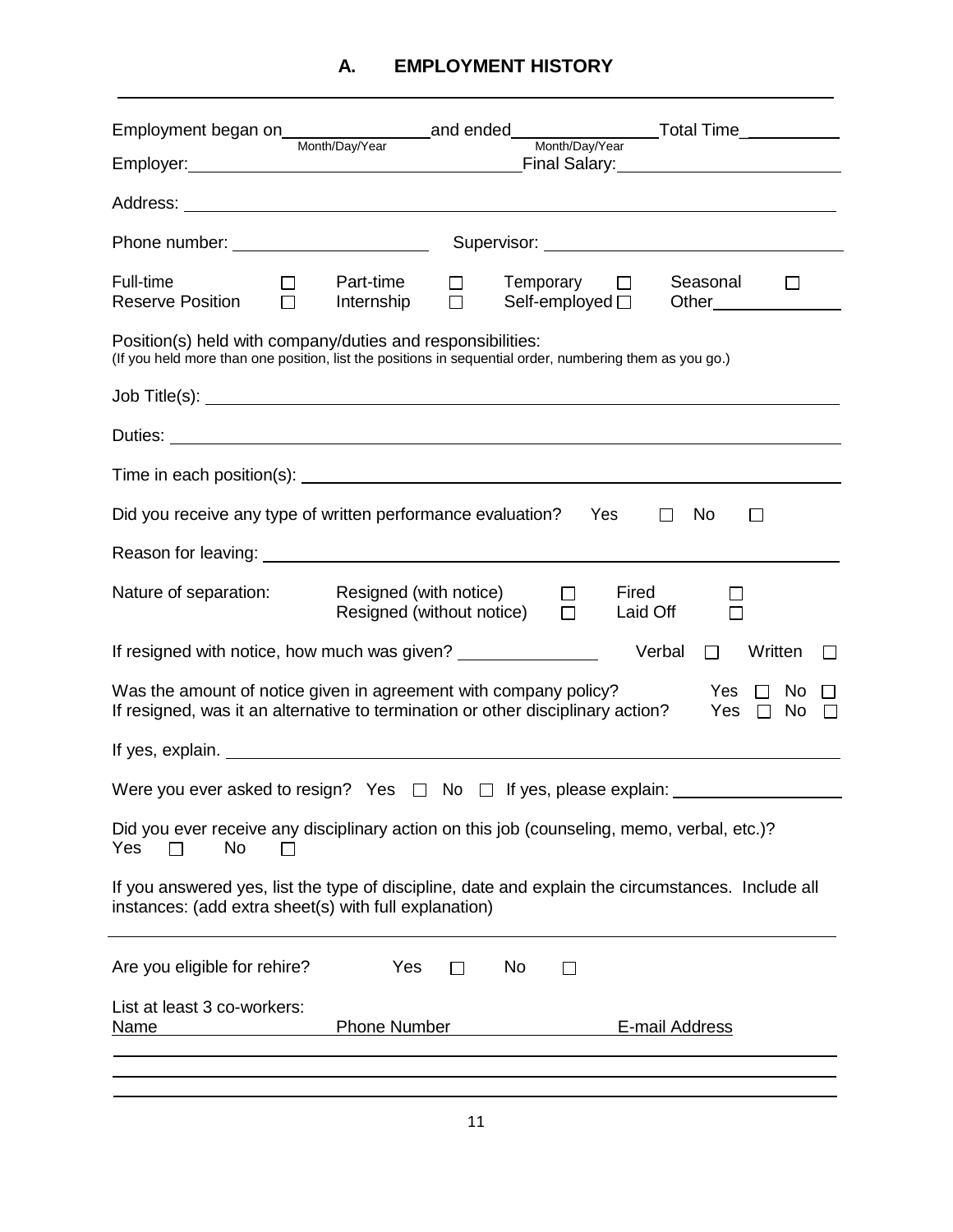## A. EMPLOYMENT HISTORY

Employment began on\_\_\_\_\_\_\_\_\_\_\_\_\_\_\_\_ and ended\_\_\_\_\_\_\_\_\_\_\_\_\_\_\_\_ Total Time\_\_\_\_\_\_\_\_\_\_\_
Month/Day/Year Month/Day/Year

Employer:\_\_\_\_\_\_\_\_\_\_\_\_\_\_\_\_\_\_\_\_\_\_\_\_\_\_\_\_\_\_\_\_\_\_ Final Salary:\_\_\_\_\_\_\_\_\_\_\_\_\_\_\_\_\_\_\_\_\_\_\_\_

Address: \_\_\_\_\_\_\_\_\_\_\_\_\_\_\_\_\_\_\_\_\_\_\_\_\_\_\_\_\_\_\_\_\_\_\_\_\_\_\_\_\_\_\_\_\_\_\_\_\_\_\_\_\_\_\_\_\_\_\_\_\_\_\_\_\_\_\_\_\_\_\_\_

Phone number: \_\_\_\_\_\_\_\_\_\_\_\_\_\_\_\_\_\_\_\_\_\_ Supervisor: \_\_\_\_\_\_\_\_\_\_\_\_\_\_\_\_\_\_\_\_\_\_\_\_\_\_\_\_\_\_\_\_\_\_

Full-time ☐ Part-time ☐ Temporary ☐ Seasonal ☐
Reserve Position ☐ Internship ☐ Self-employed ☐ Other\_\_\_\_\_\_\_\_\_\_\_\_\_\_\_

Position(s) held with company/duties and responsibilities:
(If you held more than one position, list the positions in sequential order, numbering them as you go.)

Job Title(s): \_\_\_\_\_\_\_\_\_\_\_\_\_\_\_\_\_\_\_\_\_\_\_\_\_\_\_\_\_\_\_\_\_\_\_\_\_\_\_\_\_\_\_\_\_\_\_\_\_\_\_\_\_\_\_\_\_\_\_\_\_\_\_\_\_\_\_\_\_

Duties: \_\_\_\_\_\_\_\_\_\_\_\_\_\_\_\_\_\_\_\_\_\_\_\_\_\_\_\_\_\_\_\_\_\_\_\_\_\_\_\_\_\_\_\_\_\_\_\_\_\_\_\_\_\_\_\_\_\_\_\_\_\_\_\_\_\_\_\_\_\_\_\_\_

Time in each position(s): \_\_\_\_\_\_\_\_\_\_\_\_\_\_\_\_\_\_\_\_\_\_\_\_\_\_\_\_\_\_\_\_\_\_\_\_\_\_\_\_\_\_\_\_\_\_\_\_\_\_\_\_\_\_\_\_\_\_\_

Did you receive any type of written performance evaluation? Yes ☐ No ☐

Reason for leaving: \_\_\_\_\_\_\_\_\_\_\_\_\_\_\_\_\_\_\_\_\_\_\_\_\_\_\_\_\_\_\_\_\_\_\_\_\_\_\_\_\_\_\_\_\_\_\_\_\_\_\_\_\_\_\_\_\_\_\_\_\_\_

Nature of separation: Resigned (with notice) ☐ Fired ☐
Resigned (without notice) ☐ Laid Off ☐

If resigned with notice, how much was given? \_\_\_\_\_\_\_\_\_\_\_\_\_\_\_ Verbal ☐ Written ☐

Was the amount of notice given in agreement with company policy? Yes ☐ No ☐
If resigned, was it an alternative to termination or other disciplinary action? Yes ☐ No ☐

If yes, explain. \_\_\_\_\_\_\_\_\_\_\_\_\_\_\_\_\_\_\_\_\_\_\_\_\_\_\_\_\_\_\_\_\_\_\_\_\_\_\_\_\_\_\_\_\_\_\_\_\_\_\_\_\_\_\_\_\_\_\_\_\_\_\_\_\_\_\_

Were you ever asked to resign? Yes ☐ No ☐ If yes, please explain: \_\_\_\_\_\_\_\_\_\_\_\_\_\_\_\_\_\_\_

Did you ever receive any disciplinary action on this job (counseling, memo, verbal, etc.)?
Yes ☐ No ☐

If you answered yes, list the type of discipline, date and explain the circumstances. Include all instances: (add extra sheet(s) with full explanation)

\_\_\_\_\_\_\_\_\_\_\_\_\_\_\_\_\_\_\_\_\_\_\_\_\_\_\_\_\_\_\_\_\_\_\_\_\_\_\_\_\_\_\_\_\_\_\_\_\_\_\_\_\_\_\_\_\_\_\_\_\_\_\_\_\_\_\_\_\_\_\_\_\_\_\_\_\_\_\_\_\_\_

Are you eligible for rehire? Yes ☐ No ☐

List at least 3 co-workers:

| Name | Phone Number | E-mail Address |
|---|---|---|
| | | |
| | | |
| | | |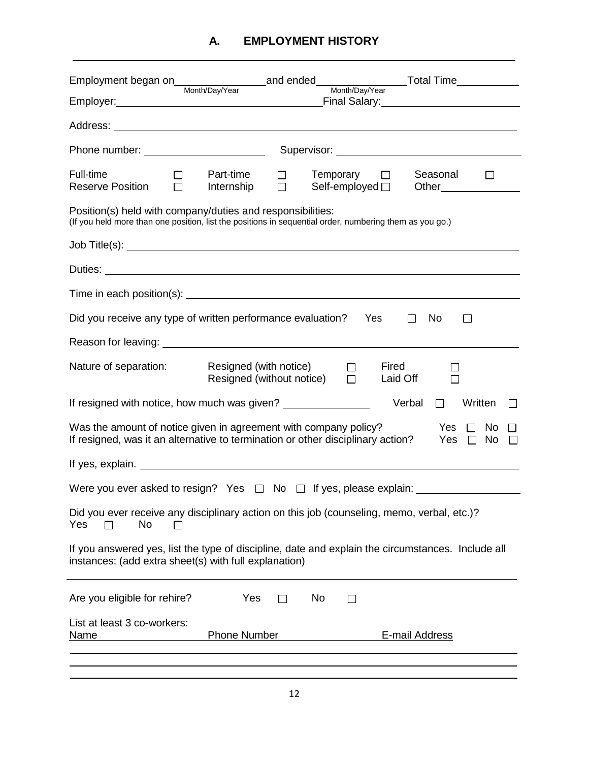## A. EMPLOYMENT HISTORY

Employment began on\_\_\_\_\_\_\_\_\_\_\_\_\_\_\_\_ and ended\_\_\_\_\_\_\_\_\_\_\_\_\_\_\_\_ Total Time\_\_\_\_\_\_\_\_\_\_\_
Month/Day/Year Month/Day/Year

Employer:\_\_\_\_\_\_\_\_\_\_\_\_\_\_\_\_\_\_\_\_\_\_\_\_\_\_\_\_\_\_\_\_\_\_ Final Salary:\_\_\_\_\_\_\_\_\_\_\_\_\_\_\_\_\_\_\_\_\_\_\_\_

Address: \_\_\_\_\_\_\_\_\_\_\_\_\_\_\_\_\_\_\_\_\_\_\_\_\_\_\_\_\_\_\_\_\_\_\_\_\_\_\_\_\_\_\_\_\_\_\_\_\_\_\_\_\_\_\_\_\_\_\_\_\_\_\_\_\_\_\_\_\_\_

Phone number: \_\_\_\_\_\_\_\_\_\_\_\_\_\_\_\_\_\_\_\_\_\_ Supervisor: \_\_\_\_\_\_\_\_\_\_\_\_\_\_\_\_\_\_\_\_\_\_\_\_\_\_\_\_\_\_\_\_\_\_

Full-time ☐ Part-time ☐ Temporary ☐ Seasonal ☐
Reserve Position ☐ Internship ☐ Self-employed ☐ Other\_\_\_\_\_\_\_\_\_\_\_\_\_\_\_

Position(s) held with company/duties and responsibilities:
(If you held more than one position, list the positions in sequential order, numbering them as you go.)

Job Title(s): \_\_\_\_\_\_\_\_\_\_\_\_\_\_\_\_\_\_\_\_\_\_\_\_\_\_\_\_\_\_\_\_\_\_\_\_\_\_\_\_\_\_\_\_\_\_\_\_\_\_\_\_\_\_\_\_\_\_\_\_\_\_\_\_\_\_\_\_\_

Duties: \_\_\_\_\_\_\_\_\_\_\_\_\_\_\_\_\_\_\_\_\_\_\_\_\_\_\_\_\_\_\_\_\_\_\_\_\_\_\_\_\_\_\_\_\_\_\_\_\_\_\_\_\_\_\_\_\_\_\_\_\_\_\_\_\_\_\_\_\_\_\_\_

Time in each position(s): \_\_\_\_\_\_\_\_\_\_\_\_\_\_\_\_\_\_\_\_\_\_\_\_\_\_\_\_\_\_\_\_\_\_\_\_\_\_\_\_\_\_\_\_\_\_\_\_\_\_\_\_\_\_\_\_\_\_\_\_

Did you receive any type of written performance evaluation? Yes ☐ No ☐

Reason for leaving: \_\_\_\_\_\_\_\_\_\_\_\_\_\_\_\_\_\_\_\_\_\_\_\_\_\_\_\_\_\_\_\_\_\_\_\_\_\_\_\_\_\_\_\_\_\_\_\_\_\_\_\_\_\_\_\_\_\_\_\_\_\_\_

Nature of separation: Resigned (with notice) ☐ Fired ☐
Resigned (without notice) ☐ Laid Off ☐

If resigned with notice, how much was given? \_\_\_\_\_\_\_\_\_\_\_\_\_\_\_ Verbal ☐ Written ☐

Was the amount of notice given in agreement with company policy? Yes ☐ No ☐
If resigned, was it an alternative to termination or other disciplinary action? Yes ☐ No ☐

If yes, explain. \_\_\_\_\_\_\_\_\_\_\_\_\_\_\_\_\_\_\_\_\_\_\_\_\_\_\_\_\_\_\_\_\_\_\_\_\_\_\_\_\_\_\_\_\_\_\_\_\_\_\_\_\_\_\_\_\_\_\_\_\_\_\_\_\_\_

Were you ever asked to resign? Yes ☐ No ☐ If yes, please explain: \_\_\_\_\_\_\_\_\_\_\_\_\_\_\_\_\_\_\_

Did you ever receive any disciplinary action on this job (counseling, memo, verbal, etc.)?
Yes ☐ No ☐

If you answered yes, list the type of discipline, date and explain the circumstances. Include all instances: (add extra sheet(s) with full explanation)

\_\_\_\_\_\_\_\_\_\_\_\_\_\_\_\_\_\_\_\_\_\_\_\_\_\_\_\_\_\_\_\_\_\_\_\_\_\_\_\_\_\_\_\_\_\_\_\_\_\_\_\_\_\_\_\_\_\_\_\_\_\_\_\_\_\_\_\_\_\_\_\_\_\_\_\_\_\_\_\_

Are you eligible for rehire? Yes ☐ No ☐

List at least 3 co-workers:

| Name | Phone Number | E-mail Address |
|---|---|---|
| | | |
| | | |
| | | |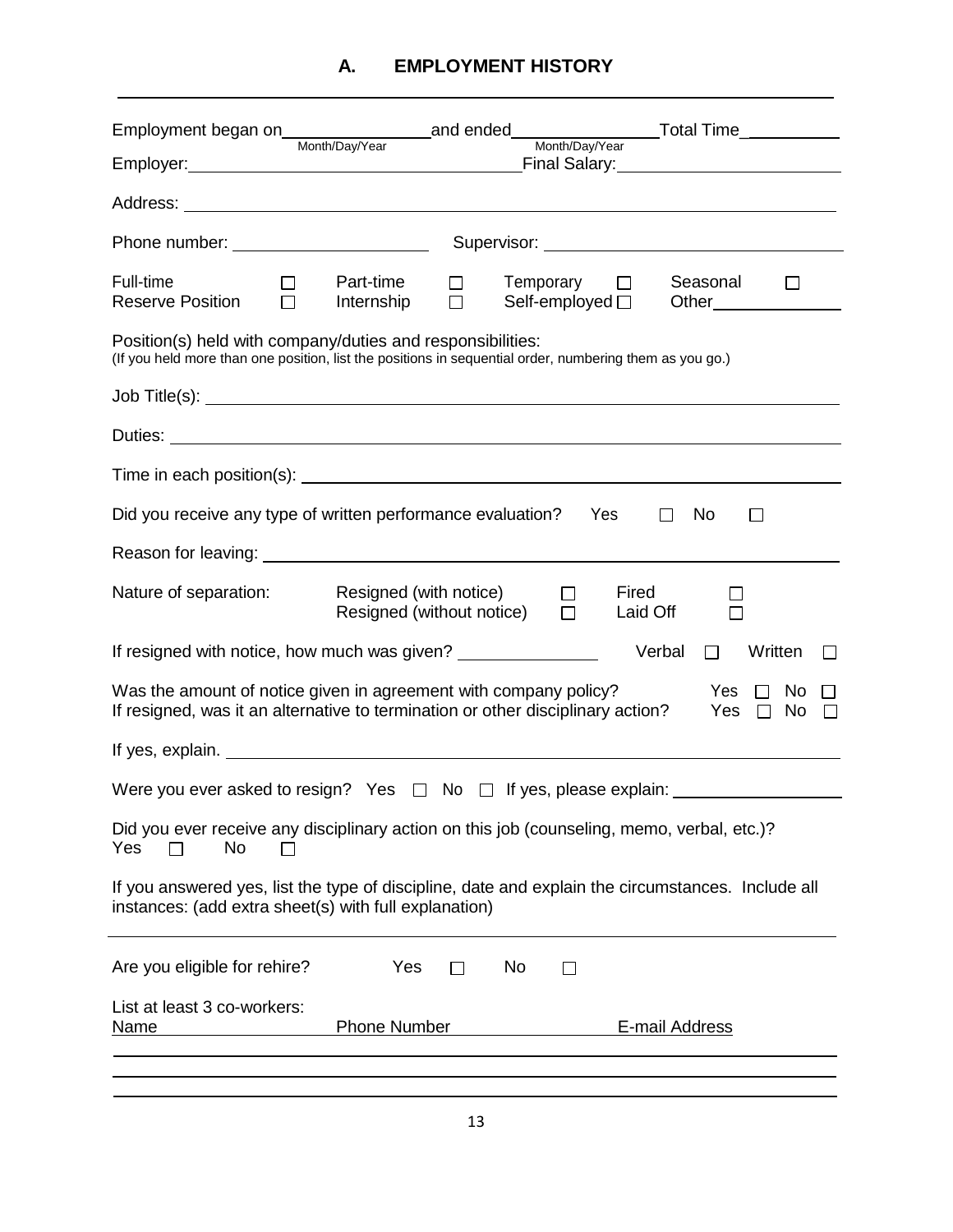## A. EMPLOYMENT HISTORY

Employment began on________________ and ended________________ Total Time__________
(Month/Day/Year) (Month/Day/Year)

Employer:_________________________________ Final Salary:_______________________

Address: ______________________________________________________________________

Phone number: ____________________ Supervisor: ______________________________

Full-time ☐ Part-time ☐ Temporary ☐ Seasonal ☐
Reserve Position ☐ Internship ☐ Self-employed ☐ Other_______________

Position(s) held with company/duties and responsibilities:
(If you held more than one position, list the positions in sequential order, numbering them as you go.)

Job Title(s): ___________________________________________________________________

Duties: _______________________________________________________________________

Time in each position(s): ________________________________________________________

Did you receive any type of written performance evaluation? Yes ☐ No ☐

Reason for leaving: _____________________________________________________________

Nature of separation: Resigned (with notice) ☐ Fired ☐
Resigned (without notice) ☐ Laid Off ☐

If resigned with notice, how much was given? _______________ Verbal ☐ Written ☐

Was the amount of notice given in agreement with company policy? Yes ☐ No ☐
If resigned, was it an alternative to termination or other disciplinary action? Yes ☐ No ☐

If yes, explain. _________________________________________________________________

Were you ever asked to resign? Yes ☐ No ☐ If yes, please explain: __________________

Did you ever receive any disciplinary action on this job (counseling, memo, verbal, etc.)?
Yes ☐ No ☐

If you answered yes, list the type of discipline, date and explain the circumstances. Include all instances: (add extra sheet(s) with full explanation)

_______________________________________________________________________________

Are you eligible for rehire? Yes ☐ No ☐

List at least 3 co-workers:

| Name | Phone Number | E-mail Address |
|---|---|---|
| | | |
| | | |
| | | |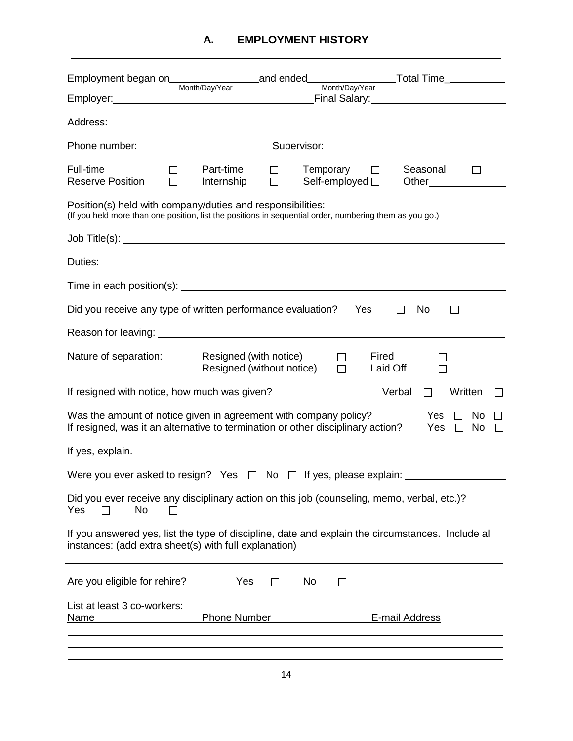## A. EMPLOYMENT HISTORY

Employment began on________________ and ended________________ Total Time___________
(Month/Day/Year) (Month/Day/Year)

Employer:________________________________ Final Salary:________________________

Address: ________________________________________________________________

Phone number: ____________________ Supervisor: ______________________________

Full-time ☐ Part-time ☐ Temporary ☐ Seasonal ☐
Reserve Position ☐ Internship ☐ Self-employed ☐ Other______________

Position(s) held with company/duties and responsibilities:
(If you held more than one position, list the positions in sequential order, numbering them as you go.)

Job Title(s): ______________________________________________________________

Duties: __________________________________________________________________

Time in each position(s): ___________________________________________________

Did you receive any type of written performance evaluation? Yes ☐ No ☐

Reason for leaving: _________________________________________________________

Nature of separation: Resigned (with notice) ☐ Fired ☐
Resigned (without notice) ☐ Laid Off ☐

If resigned with notice, how much was given? _______________ Verbal ☐ Written ☐

Was the amount of notice given in agreement with company policy? Yes ☐ No ☐
If resigned, was it an alternative to termination or other disciplinary action? Yes ☐ No ☐

If yes, explain. ____________________________________________________________

Were you ever asked to resign? Yes ☐ No ☐ If yes, please explain: ________________

Did you ever receive any disciplinary action on this job (counseling, memo, verbal, etc.)?
Yes ☐ No ☐

If you answered yes, list the type of discipline, date and explain the circumstances. Include all instances: (add extra sheet(s) with full explanation)

______________________________________________________________________

Are you eligible for rehire? Yes ☐ No ☐

List at least 3 co-workers:

| Name | Phone Number | E-mail Address |
|---|---|---|
| | | |
| | | |
| | | |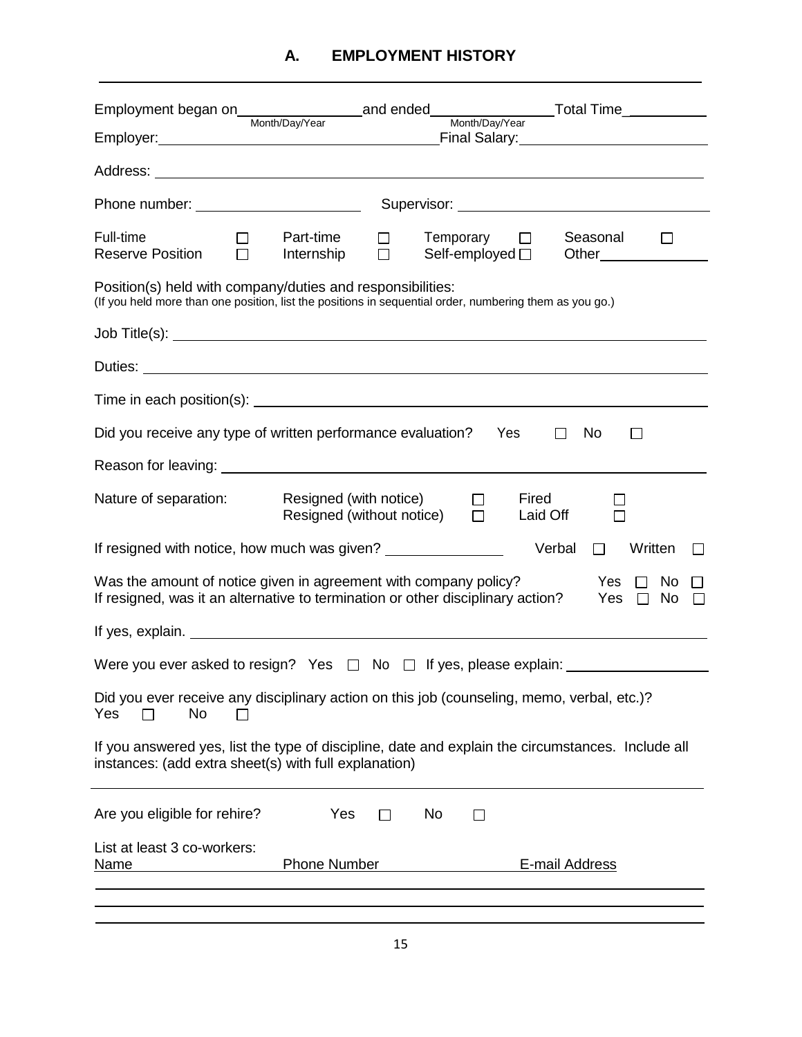## A. EMPLOYMENT HISTORY

Employment began on ________________ (Month/Day/Year) and ended ________________ (Month/Day/Year) Total Time ___________

Employer: ________________________________ Final Salary: ______________________

Address: ____________________________________________________________________

Phone number: ____________________ Supervisor: ______________________________

Full-time ☐ Part-time ☐ Temporary ☐ Seasonal ☐
Reserve Position ☐ Internship ☐ Self-employed ☐ Other______________

Position(s) held with company/duties and responsibilities:
(If you held more than one position, list the positions in sequential order, numbering them as you go.)

Job Title(s): ________________________________________________________________

Duties: ____________________________________________________________________

Time in each position(s): _____________________________________________________

Did you receive any type of written performance evaluation? Yes ☐ No ☐

Reason for leaving: __________________________________________________________

Nature of separation: Resigned (with notice) ☐ Fired ☐
Resigned (without notice) ☐ Laid Off ☐

If resigned with notice, how much was given? ______________ Verbal ☐ Written ☐

Was the amount of notice given in agreement with company policy? Yes ☐ No ☐
If resigned, was it an alternative to termination or other disciplinary action? Yes ☐ No ☐

If yes, explain. ______________________________________________________________

Were you ever asked to resign? Yes ☐ No ☐ If yes, please explain: __________________

Did you ever receive any disciplinary action on this job (counseling, memo, verbal, etc.)?
Yes ☐ No ☐

If you answered yes, list the type of discipline, date and explain the circumstances. Include all instances: (add extra sheet(s) with full explanation)

_____________________________________________________________________________

Are you eligible for rehire? Yes ☐ No ☐

List at least 3 co-workers:

| Name | Phone Number | E-mail Address |
|---|---|---|
| | | |
| | | |
| | | |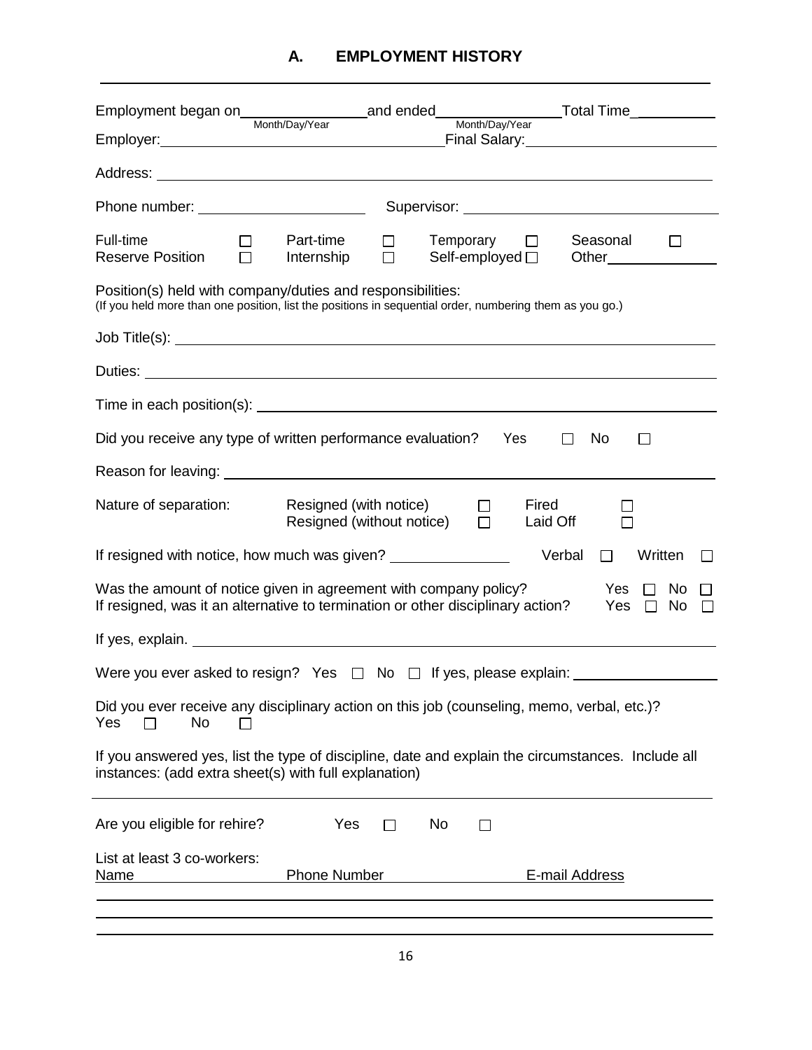## A. EMPLOYMENT HISTORY

Employment began on ______________ and ended ______________ Total Time __________
(Month/Day/Year) (Month/Day/Year)

Employer: ______________________________ Final Salary: ______________________

Address: ____________________________________________________________

Phone number: ____________________ Supervisor: ____________________________

Full-time ☐ Part-time ☐ Temporary ☐ Seasonal ☐
Reserve Position ☐ Internship ☐ Self-employed ☐ Other______________

Position(s) held with company/duties and responsibilities:
(If you held more than one position, list the positions in sequential order, numbering them as you go.)

Job Title(s): ____________________________________________________________

Duties: ________________________________________________________________

Time in each position(s): __________________________________________________

Did you receive any type of written performance evaluation? Yes ☐ No ☐

Reason for leaving: ______________________________________________________

Nature of separation: Resigned (with notice) ☐ Fired ☐
Resigned (without notice) ☐ Laid Off ☐

If resigned with notice, how much was given? ______________ Verbal ☐ Written ☐

Was the amount of notice given in agreement with company policy? Yes ☐ No ☐
If resigned, was it an alternative to termination or other disciplinary action? Yes ☐ No ☐

If yes, explain. ___________________________________________________________

Were you ever asked to resign? Yes ☐ No ☐ If yes, please explain: ________________

Did you ever receive any disciplinary action on this job (counseling, memo, verbal, etc.)?
Yes ☐ No ☐

If you answered yes, list the type of discipline, date and explain the circumstances. Include all instances: (add extra sheet(s) with full explanation)

________________________________________________________________________

Are you eligible for rehire? Yes ☐ No ☐

List at least 3 co-workers:

| Name | Phone Number | E-mail Address |
|---|---|---|
| | | |
| | | |
| | | |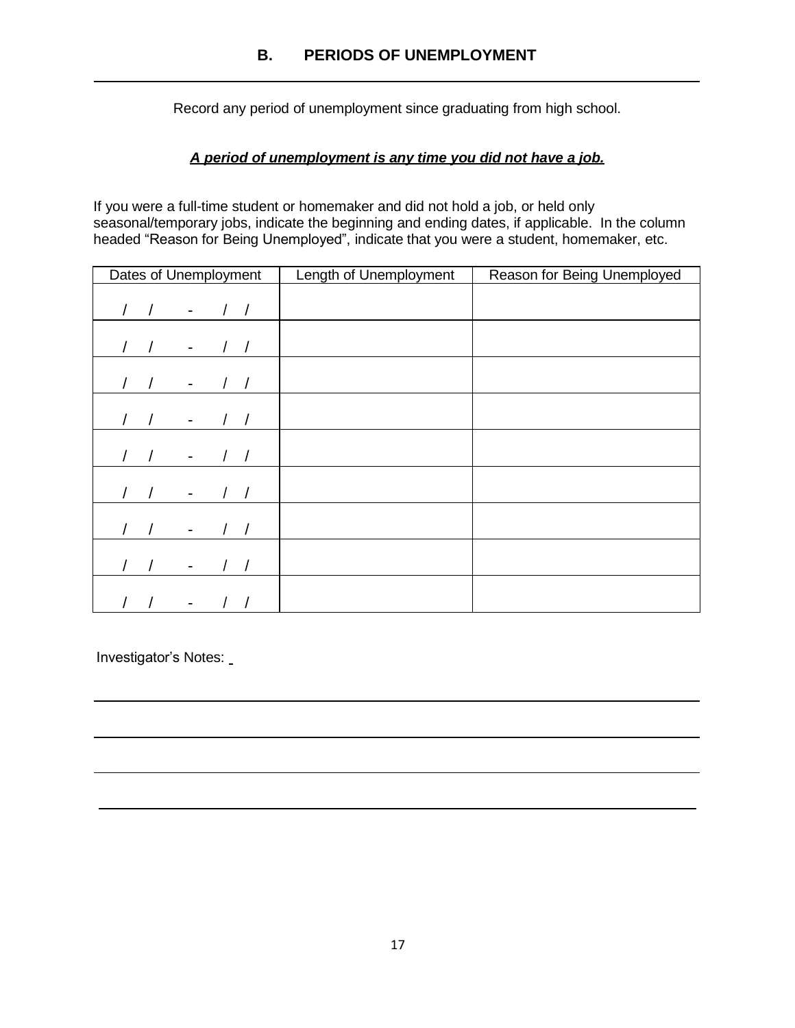## B. PERIODS OF UNEMPLOYMENT

Record any period of unemployment since graduating from high school.

***A period of unemployment is any time you did not have a job.***

If you were a full-time student or homemaker and did not hold a job, or held only seasonal/temporary jobs, indicate the beginning and ending dates, if applicable. In the column headed "Reason for Being Unemployed", indicate that you were a student, homemaker, etc.

| Dates of Unemployment | Length of Unemployment | Reason for Being Unemployed |
|---|---|---|
| / / - / / | | |
| / / - / / | | |
| / / - / / | | |
| / / - / / | | |
| / / - / / | | |
| / / - / / | | |
| / / - / / | | |
| / / - / / | | |
| / / - / / | | |

Investigator's Notes: \_

\_\_\_\_\_\_\_\_\_\_\_\_\_\_\_\_\_\_\_\_\_\_\_\_\_\_\_\_\_\_\_\_\_\_\_\_\_\_\_\_\_\_\_\_\_\_\_\_\_\_\_\_\_\_\_\_\_\_\_\_\_\_\_\_\_\_\_\_\_\_\_\_\_

\_\_\_\_\_\_\_\_\_\_\_\_\_\_\_\_\_\_\_\_\_\_\_\_\_\_\_\_\_\_\_\_\_\_\_\_\_\_\_\_\_\_\_\_\_\_\_\_\_\_\_\_\_\_\_\_\_\_\_\_\_\_\_\_\_\_\_\_\_\_\_\_\_\_

\_\_\_\_\_\_\_\_\_\_\_\_\_\_\_\_\_\_\_\_\_\_\_\_\_\_\_\_\_\_\_\_\_\_\_\_\_\_\_\_\_\_\_\_\_\_\_\_\_\_\_\_\_\_\_\_\_\_\_\_\_\_\_\_\_\_\_\_\_\_\_\_\_\_

\_\_\_\_\_\_\_\_\_\_\_\_\_\_\_\_\_\_\_\_\_\_\_\_\_\_\_\_\_\_\_\_\_\_\_\_\_\_\_\_\_\_\_\_\_\_\_\_\_\_\_\_\_\_\_\_\_\_\_\_\_\_\_\_\_\_\_\_\_\_\_\_\_\_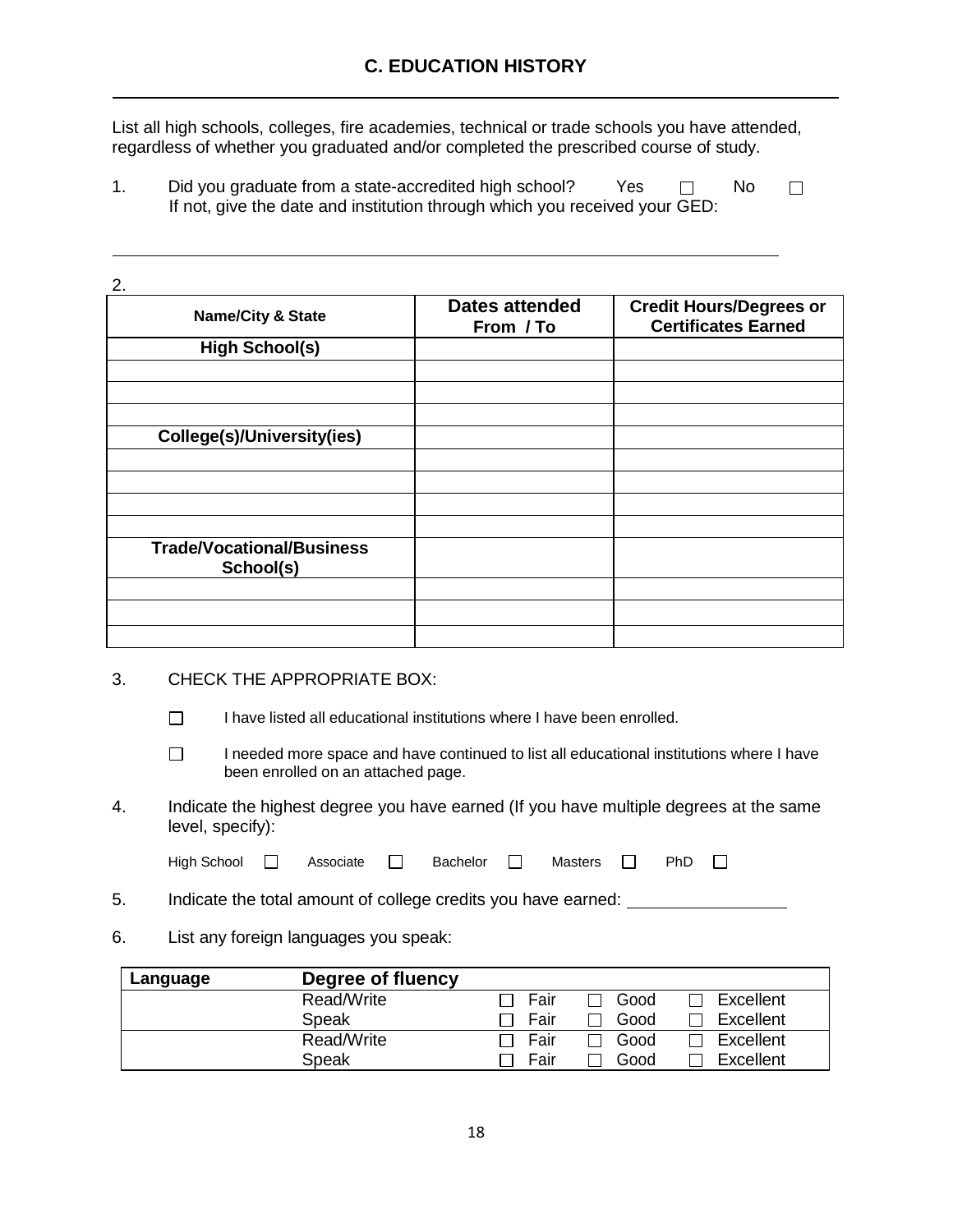## C. EDUCATION HISTORY

List all high schools, colleges, fire academies, technical or trade schools you have attended, regardless of whether you graduated and/or completed the prescribed course of study.

1. Did you graduate from a state-accredited high school? Yes ☐ No ☐
   If not, give the date and institution through which you received your GED:

   ______________________________________________________________________

2.

| Name/City & State | Dates attended From / To | Credit Hours/Degrees or Certificates Earned |
|---|---|---|
| **High School(s)** | | |
| | | |
| | | |
| | | |
| **College(s)/University(ies)** | | |
| | | |
| | | |
| | | |
| | | |
| **Trade/Vocational/Business School(s)** | | |
| | | |
| | | |
| | | |

3. CHECK THE APPROPRIATE BOX:

   ☐ I have listed all educational institutions where I have been enrolled.

   ☐ I needed more space and have continued to list all educational institutions where I have been enrolled on an attached page.

4. Indicate the highest degree you have earned (If you have multiple degrees at the same level, specify):

   High School ☐ Associate ☐ Bachelor ☐ Masters ☐ PhD ☐

5. Indicate the total amount of college credits you have earned: ________________

6. List any foreign languages you speak:

| Language | Degree of fluency | | | |
|---|---|---|---|---|
| | Read/Write | ☐ Fair | ☐ Good | ☐ Excellent |
| | Speak | ☐ Fair | ☐ Good | ☐ Excellent |
| | Read/Write | ☐ Fair | ☐ Good | ☐ Excellent |
| | Speak | ☐ Fair | ☐ Good | ☐ Excellent |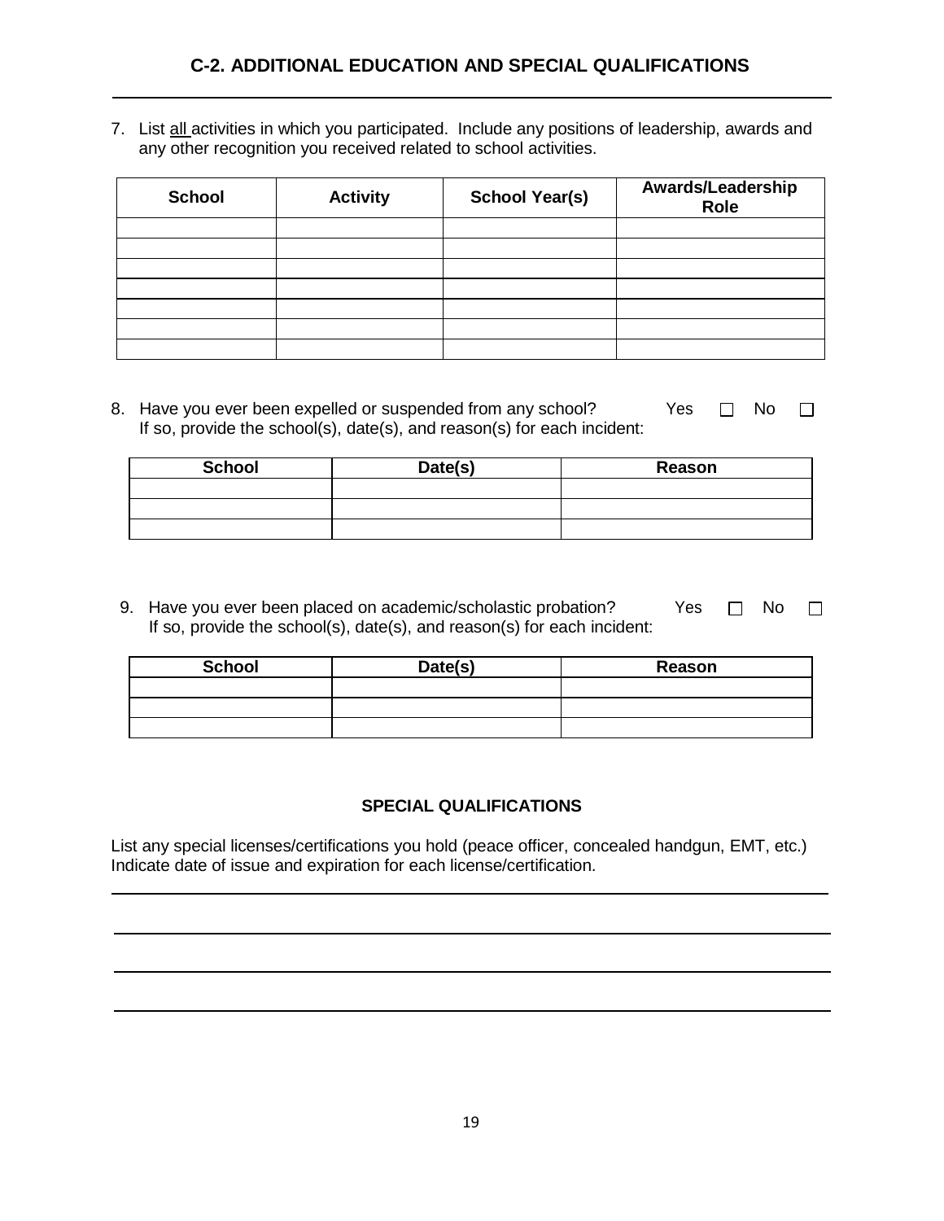## C-2. ADDITIONAL EDUCATION AND SPECIAL QUALIFICATIONS

7. List all activities in which you participated. Include any positions of leadership, awards and any other recognition you received related to school activities.

| School | Activity | School Year(s) | Awards/Leadership Role |
|---|---|---|---|
| | | | |
| | | | |
| | | | |
| | | | |
| | | | |
| | | | |
| | | | |

8. Have you ever been expelled or suspended from any school? Yes ☐ No ☐
   If so, provide the school(s), date(s), and reason(s) for each incident:

| School | Date(s) | Reason |
|---|---|---|
| | | |
| | | |
| | | |

9. Have you ever been placed on academic/scholastic probation? Yes ☐ No ☐
   If so, provide the school(s), date(s), and reason(s) for each incident:

| School | Date(s) | Reason |
|---|---|---|
| | | |
| | | |
| | | |

### SPECIAL QUALIFICATIONS

List any special licenses/certifications you hold (peace officer, concealed handgun, EMT, etc.) Indicate date of issue and expiration for each license/certification.

\_\_\_\_\_\_\_\_\_\_\_\_\_\_\_\_\_\_\_\_\_\_\_\_\_\_\_\_\_\_\_\_\_\_\_\_\_\_\_\_\_\_\_\_\_\_\_\_\_\_\_\_\_\_\_\_\_\_\_\_\_\_\_\_\_\_\_\_\_\_\_\_

\_\_\_\_\_\_\_\_\_\_\_\_\_\_\_\_\_\_\_\_\_\_\_\_\_\_\_\_\_\_\_\_\_\_\_\_\_\_\_\_\_\_\_\_\_\_\_\_\_\_\_\_\_\_\_\_\_\_\_\_\_\_\_\_\_\_\_\_\_\_\_\_

\_\_\_\_\_\_\_\_\_\_\_\_\_\_\_\_\_\_\_\_\_\_\_\_\_\_\_\_\_\_\_\_\_\_\_\_\_\_\_\_\_\_\_\_\_\_\_\_\_\_\_\_\_\_\_\_\_\_\_\_\_\_\_\_\_\_\_\_\_\_\_\_

\_\_\_\_\_\_\_\_\_\_\_\_\_\_\_\_\_\_\_\_\_\_\_\_\_\_\_\_\_\_\_\_\_\_\_\_\_\_\_\_\_\_\_\_\_\_\_\_\_\_\_\_\_\_\_\_\_\_\_\_\_\_\_\_\_\_\_\_\_\_\_\_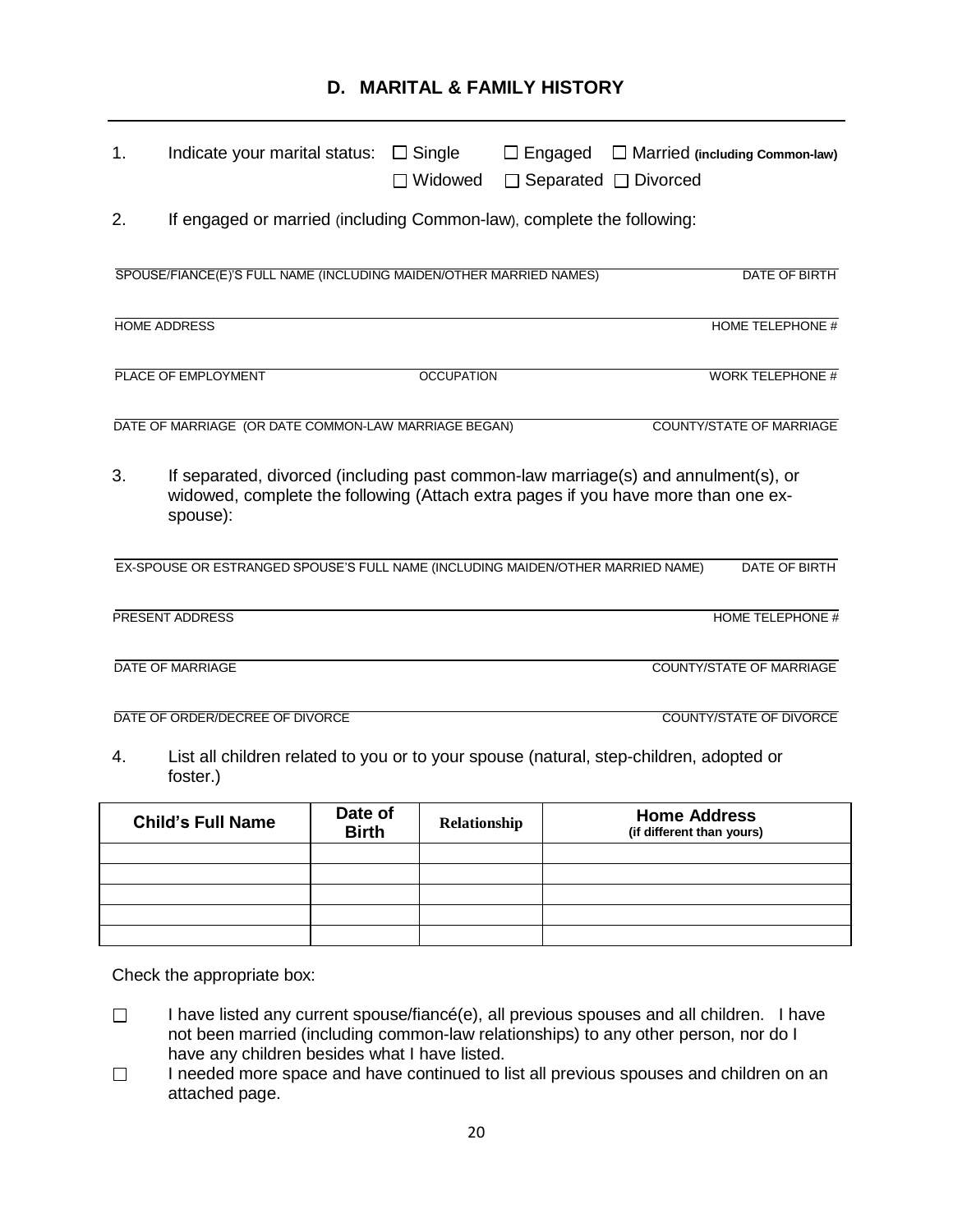## D. MARITAL & FAMILY HISTORY

1. Indicate your marital status: ☐ Single ☐ Engaged ☐ Married **(including Common-law)** ☐ Widowed ☐ Separated ☐ Divorced

2. If engaged or married (including Common-law), complete the following:

SPOUSE/FIANCE(E)'S FULL NAME (INCLUDING MAIDEN/OTHER MARRIED NAMES) DATE OF BIRTH

HOME ADDRESS HOME TELEPHONE #

PLACE OF EMPLOYMENT OCCUPATION WORK TELEPHONE #

DATE OF MARRIAGE (OR DATE COMMON-LAW MARRIAGE BEGAN) COUNTY/STATE OF MARRIAGE

3. If separated, divorced (including past common-law marriage(s) and annulment(s), or widowed, complete the following (Attach extra pages if you have more than one ex-spouse):

EX-SPOUSE OR ESTRANGED SPOUSE'S FULL NAME (INCLUDING MAIDEN/OTHER MARRIED NAME) DATE OF BIRTH

PRESENT ADDRESS HOME TELEPHONE #

DATE OF MARRIAGE COUNTY/STATE OF MARRIAGE

DATE OF ORDER/DECREE OF DIVORCE COUNTY/STATE OF DIVORCE

4. List all children related to you or to your spouse (natural, step-children, adopted or foster.)

| Child's Full Name | Date of Birth | Relationship | Home Address (if different than yours) |
|---|---|---|---|
| | | | |
| | | | |
| | | | |
| | | | |
| | | | |

Check the appropriate box:

☐ I have listed any current spouse/fiancé(e), all previous spouses and all children. I have not been married (including common-law relationships) to any other person, nor do I have any children besides what I have listed.

☐ I needed more space and have continued to list all previous spouses and children on an attached page.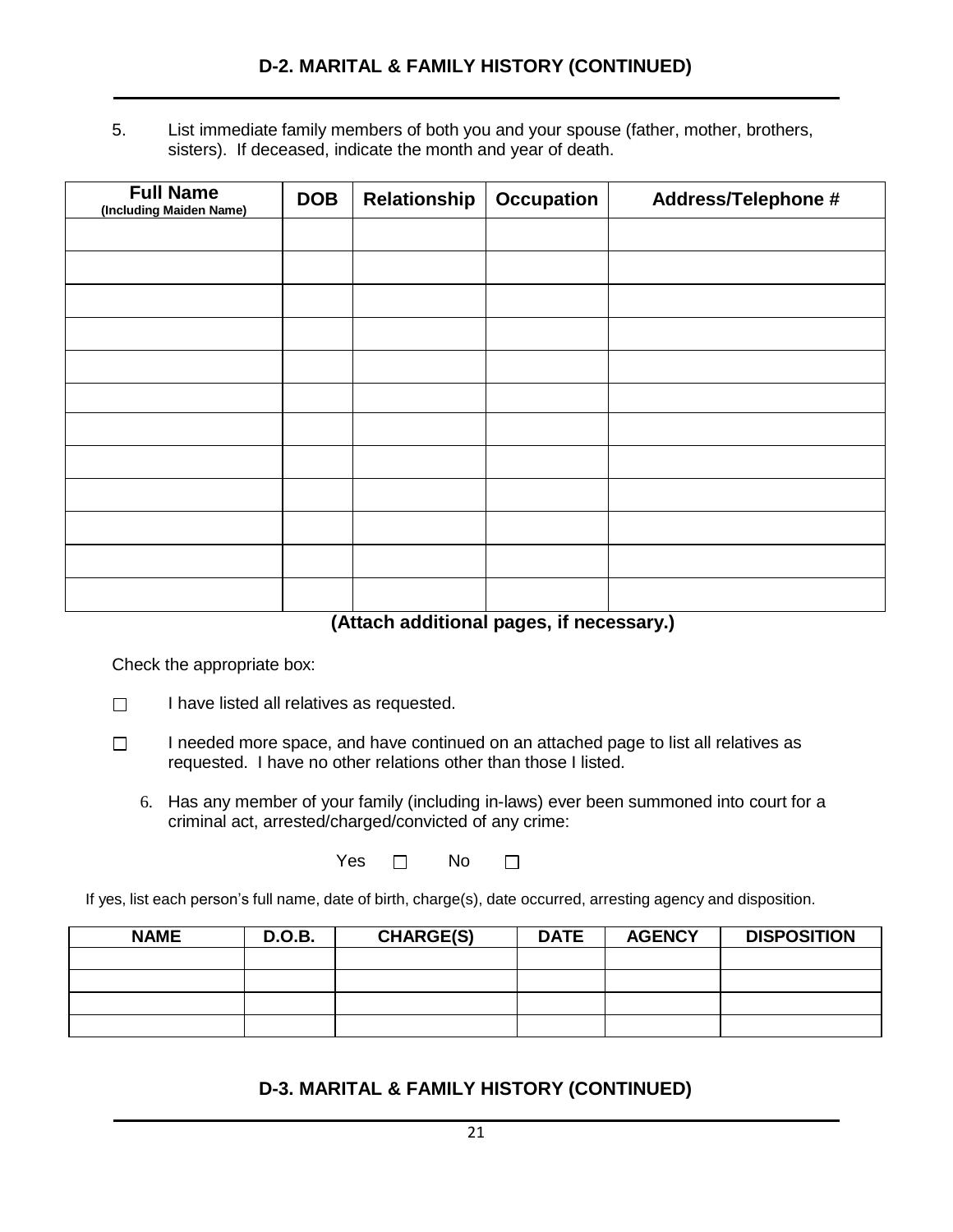## D-2. MARITAL & FAMILY HISTORY (CONTINUED)

5. List immediate family members of both you and your spouse (father, mother, brothers, sisters). If deceased, indicate the month and year of death.

| **Full Name** (Including Maiden Name) | **DOB** | **Relationship** | **Occupation** | **Address/Telephone #** |
|---|---|---|---|---|
| | | | | |
| | | | | |
| | | | | |
| | | | | |
| | | | | |
| | | | | |
| | | | | |
| | | | | |
| | | | | |
| | | | | |
| | | | | |
| | | | | |

**(Attach additional pages, if necessary.)**

Check the appropriate box:

☐ I have listed all relatives as requested.

☐ I needed more space, and have continued on an attached page to list all relatives as requested. I have no other relations other than those I listed.

6. Has any member of your family (including in-laws) ever been summoned into court for a criminal act, arrested/charged/convicted of any crime:

Yes ☐ No ☐

If yes, list each person's full name, date of birth, charge(s), date occurred, arresting agency and disposition.

| NAME | D.O.B. | CHARGE(S) | DATE | AGENCY | DISPOSITION |
|---|---|---|---|---|---|
| | | | | | |
| | | | | | |
| | | | | | |
| | | | | | |

## D-3. MARITAL & FAMILY HISTORY (CONTINUED)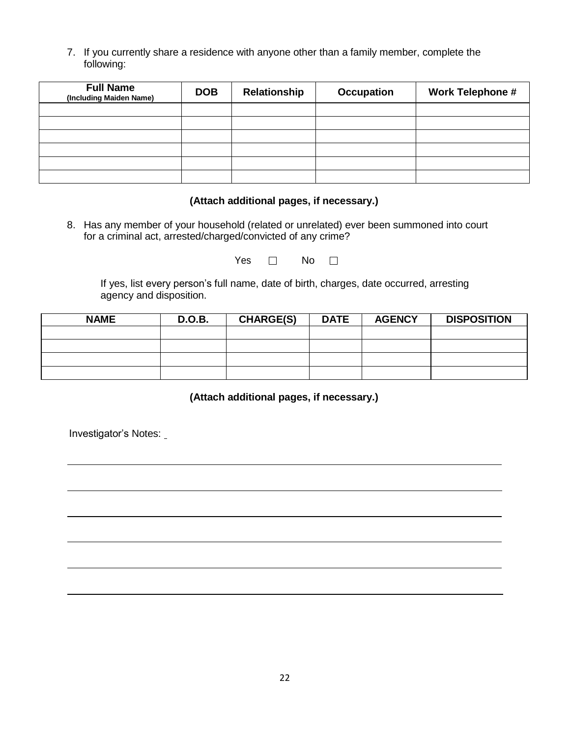7. If you currently share a residence with anyone other than a family member, complete the following:

| Full Name (Including Maiden Name) | DOB | Relationship | Occupation | Work Telephone # |
|---|---|---|---|---|
| | | | | |
| | | | | |
| | | | | |
| | | | | |
| | | | | |
| | | | | |

**(Attach additional pages, if necessary.)**

8. Has any member of your household (related or unrelated) ever been summoned into court for a criminal act, arrested/charged/convicted of any crime?

Yes ☐ No ☐

If yes, list every person's full name, date of birth, charges, date occurred, arresting agency and disposition.

| NAME | D.O.B. | CHARGE(S) | DATE | AGENCY | DISPOSITION |
|---|---|---|---|---|---|
| | | | | | |
| | | | | | |
| | | | | | |
| | | | | | |

**(Attach additional pages, if necessary.)**

Investigator's Notes: \_\_\_\_\_\_\_\_\_\_\_\_\_\_\_\_\_\_\_\_\_\_\_\_\_\_\_\_\_\_\_\_\_\_\_\_\_\_\_\_\_\_\_\_\_\_\_\_\_\_\_\_\_\_\_\_\_\_\_\_\_\_\_\_\_\_\_\_\_\_\_\_\_\_\_\_\_\_\_\_\_\_\_\_\_\_\_\_\_\_\_\_\_\_\_\_\_\_\_\_\_\_\_\_\_\_\_\_\_\_\_\_\_\_\_\_\_\_\_\_\_\_\_\_\_\_\_\_\_\_\_\_\_\_\_\_\_\_\_\_\_\_\_\_\_\_\_\_\_\_\_\_\_\_\_\_\_\_\_\_\_\_\_\_\_\_\_\_\_\_\_\_\_\_\_\_\_\_\_\_\_\_\_\_\_\_\_\_\_\_\_\_\_\_\_\_\_\_\_\_\_\_\_\_\_\_\_\_\_\_\_\_\_\_\_\_\_\_\_\_\_\_\_\_\_\_\_\_\_\_\_\_\_\_\_\_\_\_\_\_\_\_\_\_\_\_\_\_\_\_\_\_\_\_\_\_\_\_\_\_\_\_\_\_\_\_\_\_\_\_\_\_\_\_\_\_\_\_\_\_\_\_\_\_\_\_\_\_\_\_\_\_\_\_\_\_\_\_\_\_\_\_\_\_\_\_\_\_\_\_\_\_\_\_\_\_\_\_\_\_\_\_\_\_\_\_\_\_\_\_\_\_\_\_\_\_\_\_\_\_\_\_\_\_\_\_\_\_\_\_\_\_\_\_\_\_\_\_\_\_\_\_\_\_\_\_\_\_\_\_\_\_\_\_\_\_\_\_\_\_\_\_\_\_\_\_\_\_\_\_\_\_\_\_\_\_\_\_\_\_\_\_\_\_\_\_\_\_\_\_\_\_\_\_\_\_\_\_\_\_\_\_\_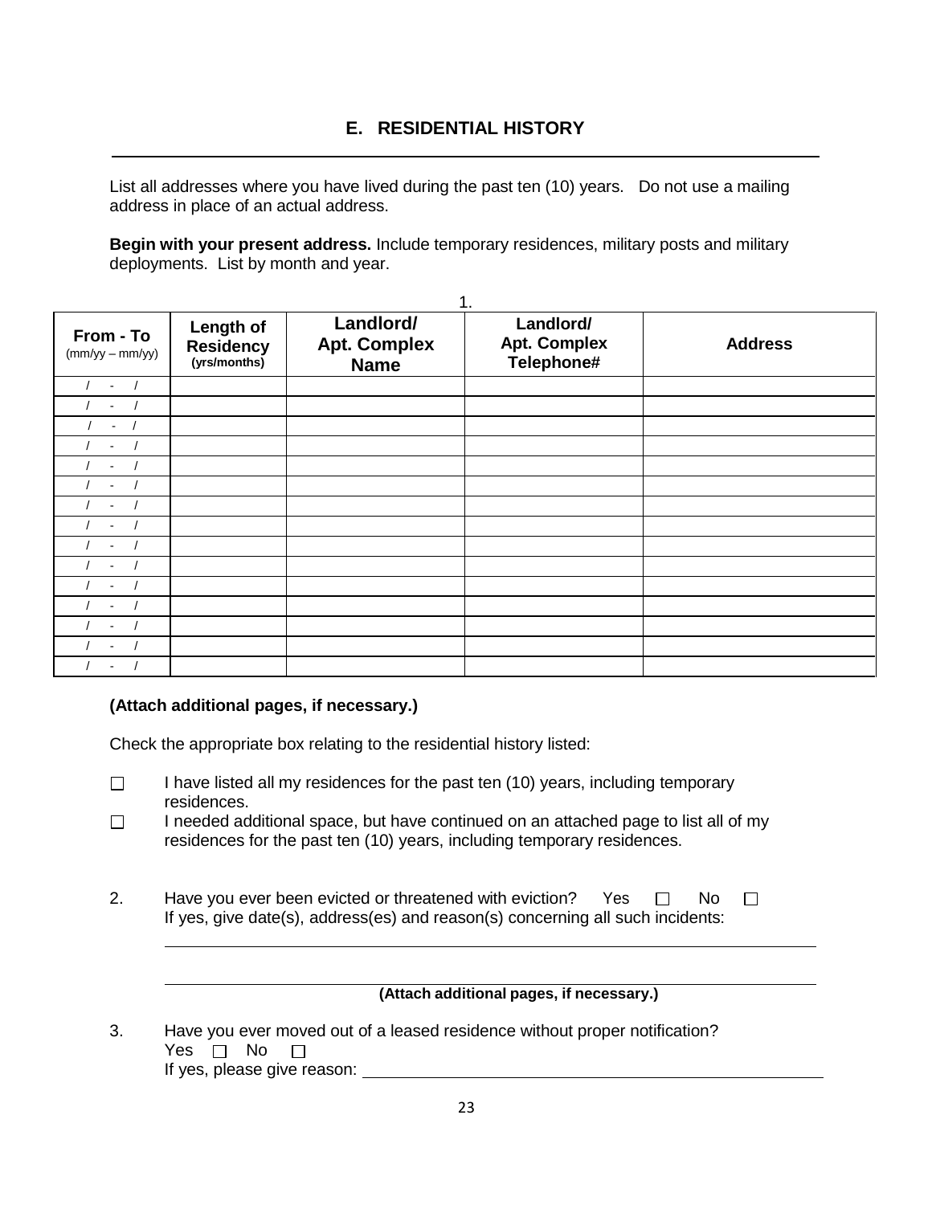## E. RESIDENTIAL HISTORY

List all addresses where you have lived during the past ten (10) years. Do not use a mailing address in place of an actual address.

**Begin with your present address.** Include temporary residences, military posts and military deployments. List by month and year.

1.

| From - To (mm/yy – mm/yy) | Length of Residency (yrs/months) | Landlord/ Apt. Complex Name | Landlord/ Apt. Complex Telephone# | Address |
|---|---|---|---|---|
| / - / | | | | |
| / - / | | | | |
| / - / | | | | |
| / - / | | | | |
| / - / | | | | |
| / - / | | | | |
| / - / | | | | |
| / - / | | | | |
| / - / | | | | |
| / - / | | | | |
| / - / | | | | |
| / - / | | | | |
| / - / | | | | |
| / - / | | | | |
| / - / | | | | |

**(Attach additional pages, if necessary.)**

Check the appropriate box relating to the residential history listed:

- ☐ I have listed all my residences for the past ten (10) years, including temporary residences.
- ☐ I needed additional space, but have continued on an attached page to list all of my residences for the past ten (10) years, including temporary residences.

2. Have you ever been evicted or threatened with eviction? Yes ☐ No ☐
   If yes, give date(s), address(es) and reason(s) concerning all such incidents:

   ______________________________________________

   ______________________________________________

   **(Attach additional pages, if necessary.)**

3. Have you ever moved out of a leased residence without proper notification?
   Yes ☐ No ☐
   If yes, please give reason: ______________________________________________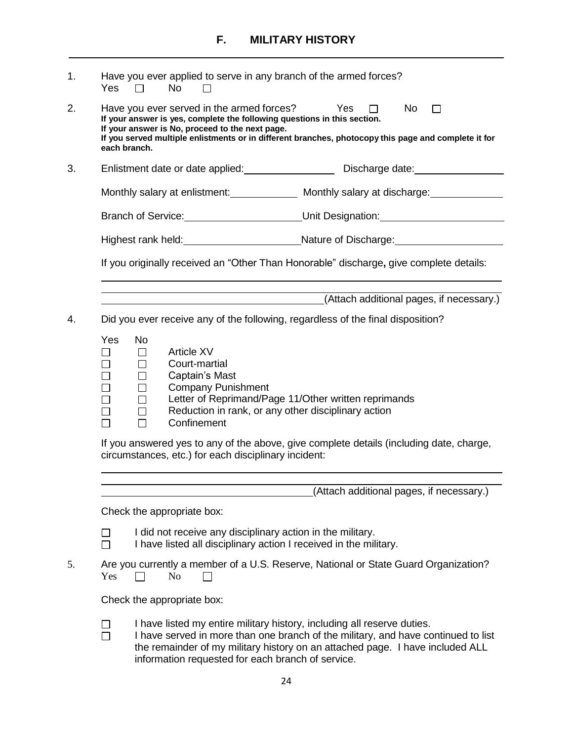## F. MILITARY HISTORY

1. Have you ever applied to serve in any branch of the armed forces?
   Yes ☐ No ☐

2. Have you ever served in the armed forces? Yes ☐ No ☐
   **If your answer is yes, complete the following questions in this section.**
   **If your answer is No, proceed to the next page.**
   **If you served multiple enlistments or in different branches, photocopy this page and complete it for each branch.**

3. Enlistment date or date applied: ________________ Discharge date: ________________

   Monthly salary at enlistment: ____________ Monthly salary at discharge: ____________

   Branch of Service: ____________________ Unit Designation: ______________________

   Highest rank held: ____________________ Nature of Discharge: ___________________

   If you originally received an "Other Than Honorable" discharge**,** give complete details:

   ______________________________________________________________________________

   ______________________________________________________________________________

   ________________________________________ (Attach additional pages, if necessary.)

4. Did you ever receive any of the following, regardless of the final disposition?

   | Yes | No | |
   |---|---|---|
   | ☐ | ☐ | Article XV |
   | ☐ | ☐ | Court-martial |
   | ☐ | ☐ | Captain's Mast |
   | ☐ | ☐ | Company Punishment |
   | ☐ | ☐ | Letter of Reprimand/Page 11/Other written reprimands |
   | ☐ | ☐ | Reduction in rank, or any other disciplinary action |
   | ☐ | ☐ | Confinement |

   If you answered yes to any of the above, give complete details (including date, charge, circumstances, etc.) for each disciplinary incident:

   ______________________________________________________________________________

   ______________________________________________________________________________

   ______________________________________ (Attach additional pages, if necessary.)

   Check the appropriate box:

   ☐ I did not receive any disciplinary action in the military.
   ☐ I have listed all disciplinary action I received in the military.

5. Are you currently a member of a U.S. Reserve, National or State Guard Organization?
   Yes ☐ No ☐

   Check the appropriate box:

   ☐ I have listed my entire military history, including all reserve duties.
   ☐ I have served in more than one branch of the military, and have continued to list the remainder of my military history on an attached page. I have included ALL information requested for each branch of service.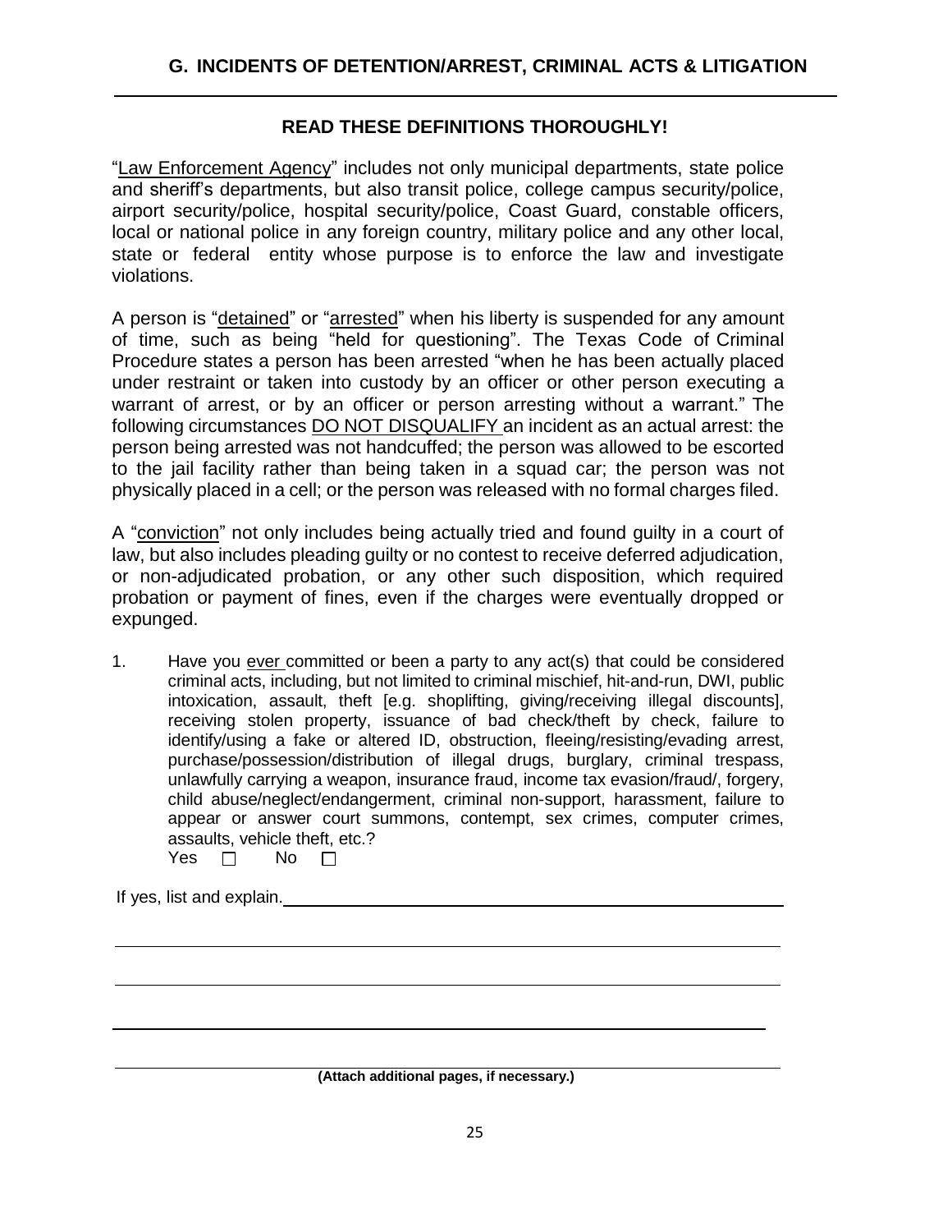## G. INCIDENTS OF DETENTION/ARREST, CRIMINAL ACTS & LITIGATION

**READ THESE DEFINITIONS THOROUGHLY!**

"Law Enforcement Agency" includes not only municipal departments, state police and sheriff's departments, but also transit police, college campus security/police, airport security/police, hospital security/police, Coast Guard, constable officers, local or national police in any foreign country, military police and any other local, state or federal entity whose purpose is to enforce the law and investigate violations.

A person is "detained" or "arrested" when his liberty is suspended for any amount of time, such as being "held for questioning". The Texas Code of Criminal Procedure states a person has been arrested "when he has been actually placed under restraint or taken into custody by an officer or other person executing a warrant of arrest, or by an officer or person arresting without a warrant." The following circumstances DO NOT DISQUALIFY an incident as an actual arrest: the person being arrested was not handcuffed; the person was allowed to be escorted to the jail facility rather than being taken in a squad car; the person was not physically placed in a cell; or the person was released with no formal charges filed.

A "conviction" not only includes being actually tried and found guilty in a court of law, but also includes pleading guilty or no contest to receive deferred adjudication, or non-adjudicated probation, or any other such disposition, which required probation or payment of fines, even if the charges were eventually dropped or expunged.

1. Have you ever committed or been a party to any act(s) that could be considered criminal acts, including, but not limited to criminal mischief, hit-and-run, DWI, public intoxication, assault, theft [e.g. shoplifting, giving/receiving illegal discounts], receiving stolen property, issuance of bad check/theft by check, failure to identify/using a fake or altered ID, obstruction, fleeing/resisting/evading arrest, purchase/possession/distribution of illegal drugs, burglary, criminal trespass, unlawfully carrying a weapon, insurance fraud, income tax evasion/fraud/, forgery, child abuse/neglect/endangerment, criminal non-support, harassment, failure to appear or answer court summons, contempt, sex crimes, computer crimes, assaults, vehicle theft, etc.?
   Yes ☐ No ☐

If yes, list and explain.\_\_\_\_\_\_\_\_\_\_\_\_\_\_\_\_\_\_\_\_\_\_\_\_\_\_\_\_\_\_\_\_\_\_\_\_\_\_\_\_

\_\_\_\_\_\_\_\_\_\_\_\_\_\_\_\_\_\_\_\_\_\_\_\_\_\_\_\_\_\_\_\_\_\_\_\_\_\_\_\_\_\_\_\_\_\_\_\_\_\_\_\_\_\_\_\_\_\_

\_\_\_\_\_\_\_\_\_\_\_\_\_\_\_\_\_\_\_\_\_\_\_\_\_\_\_\_\_\_\_\_\_\_\_\_\_\_\_\_\_\_\_\_\_\_\_\_\_\_\_\_\_\_\_\_\_\_

\_\_\_\_\_\_\_\_\_\_\_\_\_\_\_\_\_\_\_\_\_\_\_\_\_\_\_\_\_\_\_\_\_\_\_\_\_\_\_\_\_\_\_\_\_\_\_\_\_\_\_\_\_\_\_\_\_\_

\_\_\_\_\_\_\_\_\_\_\_\_\_\_\_\_\_\_\_\_\_\_\_\_\_\_\_\_\_\_\_\_\_\_\_\_\_\_\_\_\_\_\_\_\_\_\_\_\_\_\_\_\_\_\_\_\_\_

**(Attach additional pages, if necessary.)**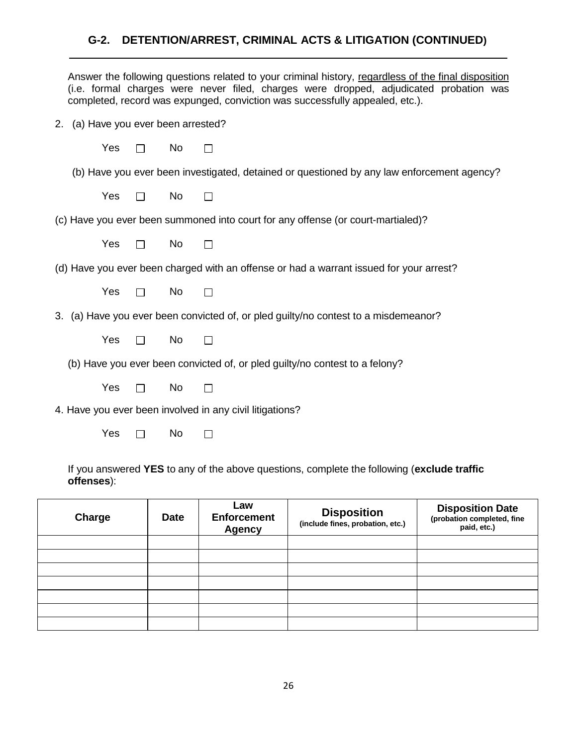## G-2. DETENTION/ARREST, CRIMINAL ACTS & LITIGATION (CONTINUED)

Answer the following questions related to your criminal history, <u>regardless of the final disposition</u> (i.e. formal charges were never filed, charges were dropped, adjudicated probation was completed, record was expunged, conviction was successfully appealed, etc.).

2. (a) Have you ever been arrested?

   Yes ☐ No ☐

   (b) Have you ever been investigated, detained or questioned by any law enforcement agency?

   Yes ☐ No ☐

   (c) Have you ever been summoned into court for any offense (or court-martialed)?

   Yes ☐ No ☐

   (d) Have you ever been charged with an offense or had a warrant issued for your arrest?

   Yes ☐ No ☐

3. (a) Have you ever been convicted of, or pled guilty/no contest to a misdemeanor?

   Yes ☐ No ☐

   (b) Have you ever been convicted of, or pled guilty/no contest to a felony?

   Yes ☐ No ☐

4. Have you ever been involved in any civil litigations?

   Yes ☐ No ☐

If you answered **YES** to any of the above questions, complete the following (**exclude traffic offenses**):

| Charge | Date | Law Enforcement Agency | Disposition (include fines, probation, etc.) | Disposition Date (probation completed, fine paid, etc.) |
|---|---|---|---|---|
| | | | | |
| | | | | |
| | | | | |
| | | | | |
| | | | | |
| | | | | |
| | | | | |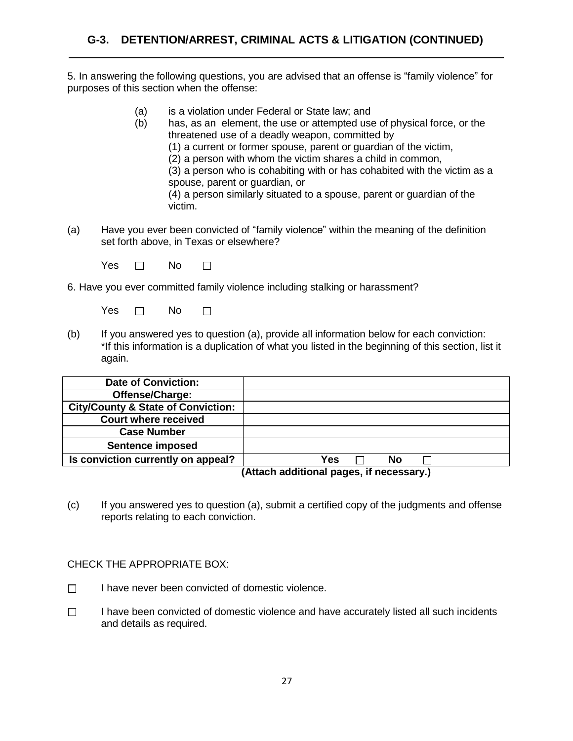## G-3. DETENTION/ARREST, CRIMINAL ACTS & LITIGATION (CONTINUED)

5. In answering the following questions, you are advised that an offense is "family violence" for purposes of this section when the offense:

- (a) is a violation under Federal or State law; and
- (b) has, as an element, the use or attempted use of physical force, or the threatened use of a deadly weapon, committed by
  - (1) a current or former spouse, parent or guardian of the victim,
  - (2) a person with whom the victim shares a child in common,
  - (3) a person who is cohabiting with or has cohabited with the victim as a spouse, parent or guardian, or
  - (4) a person similarly situated to a spouse, parent or guardian of the victim.

(a) Have you ever been convicted of "family violence" within the meaning of the definition set forth above, in Texas or elsewhere?

Yes ☐ No ☐

6. Have you ever committed family violence including stalking or harassment?

Yes ☐ No ☐

(b) If you answered yes to question (a), provide all information below for each conviction: *If this information is a duplication of what you listed in the beginning of this section, list it again.

| **Date of Conviction:** | |
|---|---|
| **Offense/Charge:** | |
| **City/County & State of Conviction:** | |
| **Court where received** | |
| **Case Number** | |
| **Sentence imposed** | |
| **Is conviction currently on appeal?** | **Yes** ☐ **No** ☐ |

**(Attach additional pages, if necessary.)**

(c) If you answered yes to question (a), submit a certified copy of the judgments and offense reports relating to each conviction.

CHECK THE APPROPRIATE BOX:

☐ I have never been convicted of domestic violence.

☐ I have been convicted of domestic violence and have accurately listed all such incidents and details as required.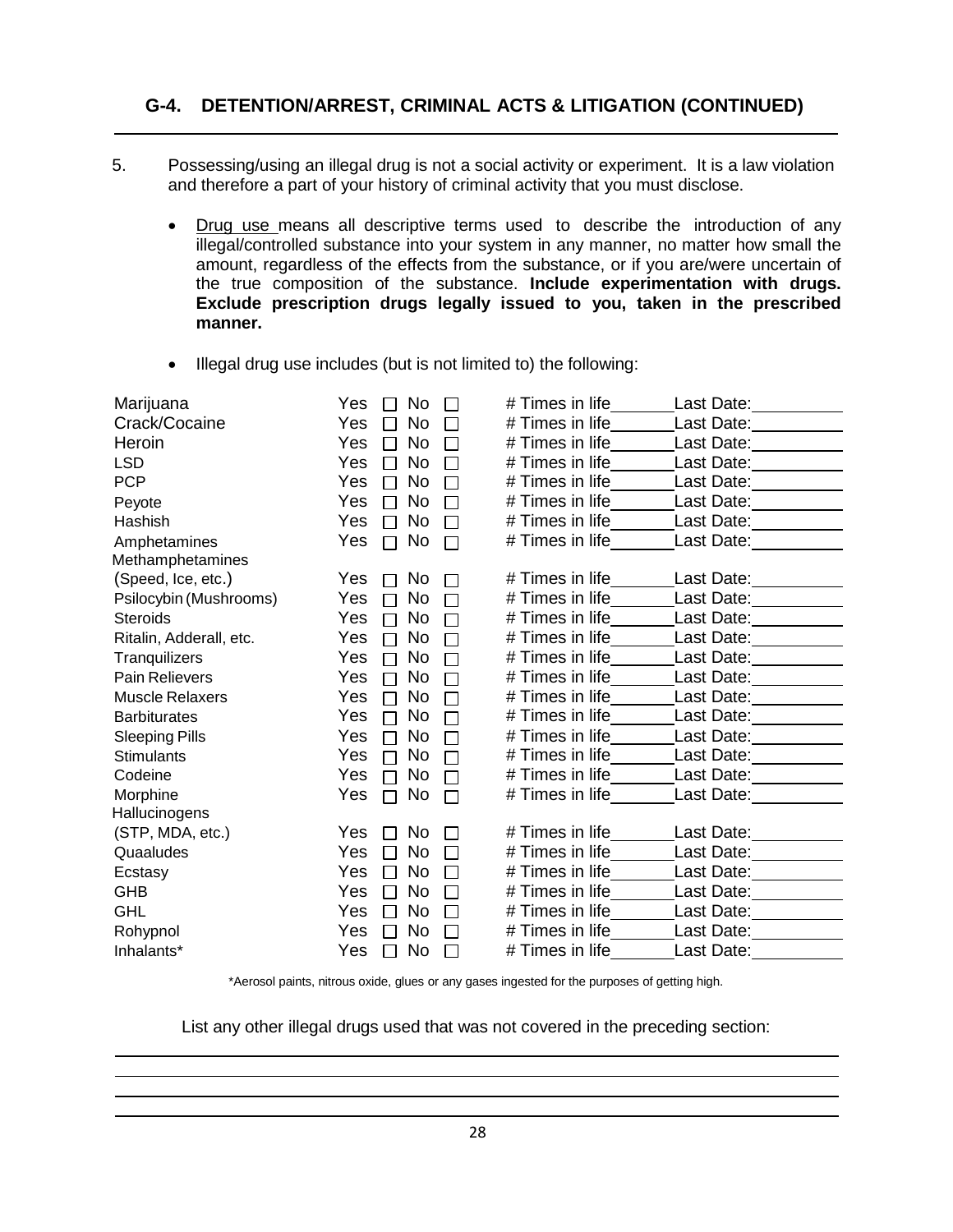## G-4. DETENTION/ARREST, CRIMINAL ACTS & LITIGATION (CONTINUED)

5. Possessing/using an illegal drug is not a social activity or experiment. It is a law violation and therefore a part of your history of criminal activity that you must disclose.

   - Drug use means all descriptive terms used to describe the introduction of any illegal/controlled substance into your system in any manner, no matter how small the amount, regardless of the effects from the substance, or if you are/were uncertain of the true composition of the substance. **Include experimentation with drugs. Exclude prescription drugs legally issued to you, taken in the prescribed manner.**

   - Illegal drug use includes (but is not limited to) the following:

| Drug | Yes | No | # Times in life | Last Date |
|---|---|---|---|---|
| Marijuana | ☐ | ☐ | | |
| Crack/Cocaine | ☐ | ☐ | | |
| Heroin | ☐ | ☐ | | |
| LSD | ☐ | ☐ | | |
| PCP | ☐ | ☐ | | |
| Peyote | ☐ | ☐ | | |
| Hashish | ☐ | ☐ | | |
| Amphetamines | ☐ | ☐ | | |
| Methamphetamines (Speed, Ice, etc.) | ☐ | ☐ | | |
| Psilocybin (Mushrooms) | ☐ | ☐ | | |
| Steroids | ☐ | ☐ | | |
| Ritalin, Adderall, etc. | ☐ | ☐ | | |
| Tranquilizers | ☐ | ☐ | | |
| Pain Relievers | ☐ | ☐ | | |
| Muscle Relaxers | ☐ | ☐ | | |
| Barbiturates | ☐ | ☐ | | |
| Sleeping Pills | ☐ | ☐ | | |
| Stimulants | ☐ | ☐ | | |
| Codeine | ☐ | ☐ | | |
| Morphine | ☐ | ☐ | | |
| Hallucinogens (STP, MDA, etc.) | ☐ | ☐ | | |
| Quaaludes | ☐ | ☐ | | |
| Ecstasy | ☐ | ☐ | | |
| GHB | ☐ | ☐ | | |
| GHL | ☐ | ☐ | | |
| Rohypnol | ☐ | ☐ | | |
| Inhalants* | ☐ | ☐ | | |

*Aerosol paints, nitrous oxide, glues or any gases ingested for the purposes of getting high.

List any other illegal drugs used that was not covered in the preceding section:

______________________________________________________________________

______________________________________________________________________

______________________________________________________________________

______________________________________________________________________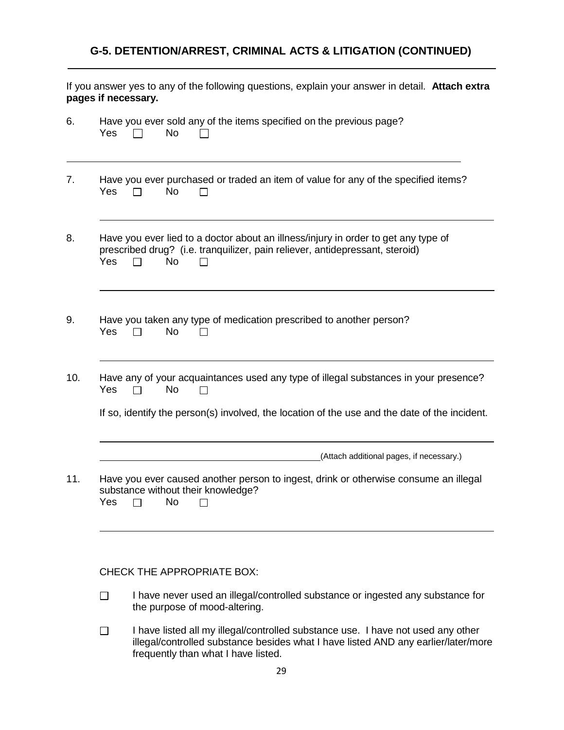## G-5. DETENTION/ARREST, CRIMINAL ACTS & LITIGATION (CONTINUED)

If you answer yes to any of the following questions, explain your answer in detail. **Attach extra pages if necessary.**

6. Have you ever sold any of the items specified on the previous page?
   Yes ☐ No ☐

   ______________________________________________________________

7. Have you ever purchased or traded an item of value for any of the specified items?
   Yes ☐ No ☐

   ______________________________________________________________

8. Have you ever lied to a doctor about an illness/injury in order to get any type of prescribed drug? (i.e. tranquilizer, pain reliever, antidepressant, steroid)
   Yes ☐ No ☐

   ______________________________________________________________

9. Have you taken any type of medication prescribed to another person?
   Yes ☐ No ☐

   ______________________________________________________________

10. Have any of your acquaintances used any type of illegal substances in your presence?
    Yes ☐ No ☐

    If so, identify the person(s) involved, the location of the use and the date of the incident.

    ______________________________________________________________

    ______________________________________________(Attach additional pages, if necessary.)

11. Have you ever caused another person to ingest, drink or otherwise consume an illegal substance without their knowledge?
    Yes ☐ No ☐

    ______________________________________________________________

CHECK THE APPROPRIATE BOX:

☐ I have never used an illegal/controlled substance or ingested any substance for the purpose of mood-altering.

☐ I have listed all my illegal/controlled substance use. I have not used any other illegal/controlled substance besides what I have listed AND any earlier/later/more frequently than what I have listed.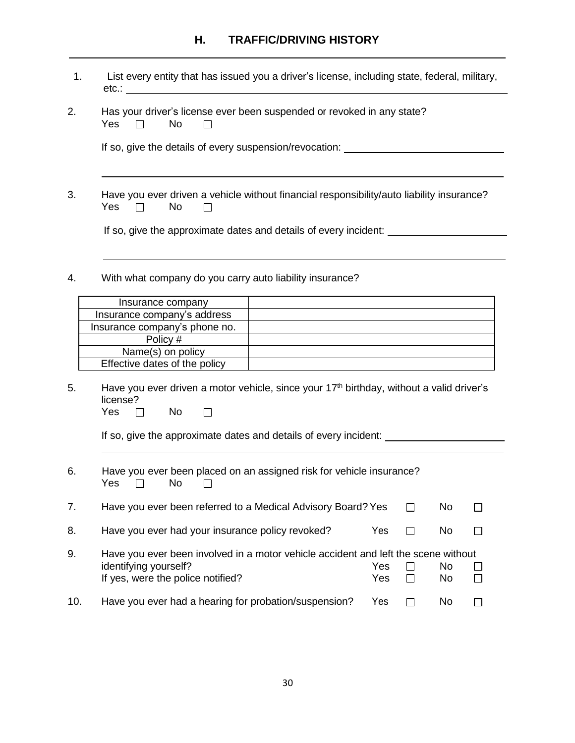## H. TRAFFIC/DRIVING HISTORY

1. List every entity that has issued you a driver's license, including state, federal, military, etc.: \_\_\_\_\_\_\_\_\_\_\_\_\_\_\_\_\_\_\_\_\_\_\_\_\_\_\_\_\_\_\_\_\_\_\_\_\_\_\_\_

2. Has your driver's license ever been suspended or revoked in any state?
   Yes ☐ No ☐

   If so, give the details of every suspension/revocation: \_\_\_\_\_\_\_\_\_\_\_\_\_\_\_\_\_\_\_\_\_\_\_\_\_\_\_\_

   \_\_\_\_\_\_\_\_\_\_\_\_\_\_\_\_\_\_\_\_\_\_\_\_\_\_\_\_\_\_\_\_\_\_\_\_\_\_\_\_\_\_\_\_\_\_\_\_\_\_\_\_\_\_\_\_\_\_\_\_\_\_\_\_

3. Have you ever driven a vehicle without financial responsibility/auto liability insurance?
   Yes ☐ No ☐

   If so, give the approximate dates and details of every incident: \_\_\_\_\_\_\_\_\_\_\_\_\_\_\_\_\_\_\_\_\_\_

   \_\_\_\_\_\_\_\_\_\_\_\_\_\_\_\_\_\_\_\_\_\_\_\_\_\_\_\_\_\_\_\_\_\_\_\_\_\_\_\_\_\_\_\_\_\_\_\_\_\_\_\_\_\_\_\_\_\_\_\_\_\_\_\_

4. With what company do you carry auto liability insurance?

| Insurance company | |
|---|---|
| Insurance company's address | |
| Insurance company's phone no. | |
| Policy # | |
| Name(s) on policy | |
| Effective dates of the policy | |

5. Have you ever driven a motor vehicle, since your 17th birthday, without a valid driver's license?
   Yes ☐ No ☐

   If so, give the approximate dates and details of every incident: \_\_\_\_\_\_\_\_\_\_\_\_\_\_\_\_\_\_\_\_\_\_

   \_\_\_\_\_\_\_\_\_\_\_\_\_\_\_\_\_\_\_\_\_\_\_\_\_\_\_\_\_\_\_\_\_\_\_\_\_\_\_\_\_\_\_\_\_\_\_\_\_\_\_\_\_\_\_\_\_\_\_\_\_\_\_\_

6. Have you ever been placed on an assigned risk for vehicle insurance?
   Yes ☐ No ☐

7. Have you ever been referred to a Medical Advisory Board? Yes ☐ No ☐

8. Have you ever had your insurance policy revoked? Yes ☐ No ☐

9. Have you ever been involved in a motor vehicle accident and left the scene without identifying yourself? Yes ☐ No ☐
   If yes, were the police notified? Yes ☐ No ☐

10. Have you ever had a hearing for probation/suspension? Yes ☐ No ☐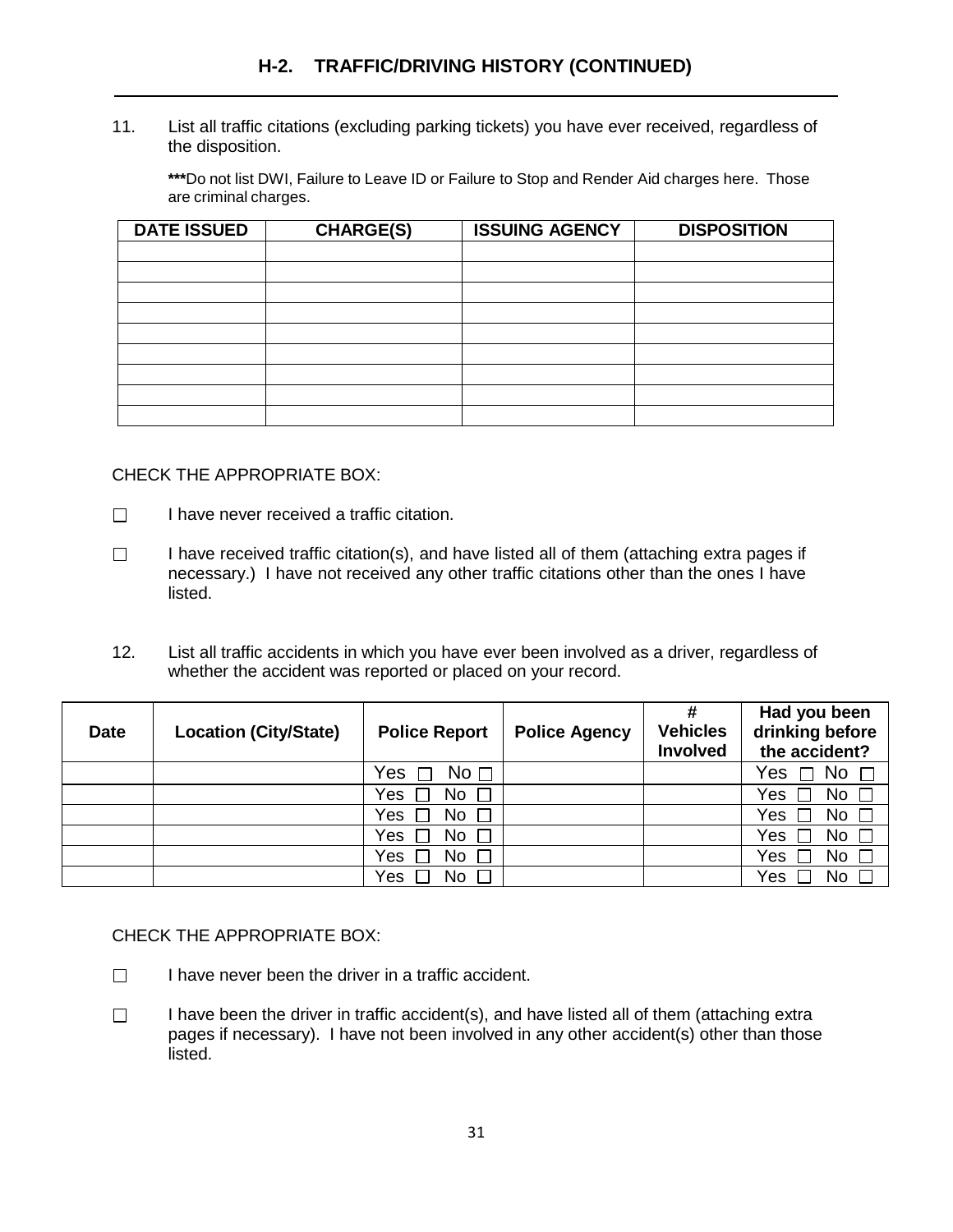## H-2. TRAFFIC/DRIVING HISTORY (CONTINUED)

11. List all traffic citations (excluding parking tickets) you have ever received, regardless of the disposition.

    ***Do not list DWI, Failure to Leave ID or Failure to Stop and Render Aid charges here. Those are criminal charges.

| DATE ISSUED | CHARGE(S) | ISSUING AGENCY | DISPOSITION |
|---|---|---|---|
| | | | |
| | | | |
| | | | |
| | | | |
| | | | |
| | | | |
| | | | |
| | | | |
| | | | |

CHECK THE APPROPRIATE BOX:

☐ I have never received a traffic citation.

☐ I have received traffic citation(s), and have listed all of them (attaching extra pages if necessary.) I have not received any other traffic citations other than the ones I have listed.

12. List all traffic accidents in which you have ever been involved as a driver, regardless of whether the accident was reported or placed on your record.

| Date | Location (City/State) | Police Report | Police Agency | # Vehicles Involved | Had you been drinking before the accident? |
|---|---|---|---|---|---|
| | | Yes ☐ No ☐ | | | Yes ☐ No ☐ |
| | | Yes ☐ No ☐ | | | Yes ☐ No ☐ |
| | | Yes ☐ No ☐ | | | Yes ☐ No ☐ |
| | | Yes ☐ No ☐ | | | Yes ☐ No ☐ |
| | | Yes ☐ No ☐ | | | Yes ☐ No ☐ |
| | | Yes ☐ No ☐ | | | Yes ☐ No ☐ |

CHECK THE APPROPRIATE BOX:

☐ I have never been the driver in a traffic accident.

☐ I have been the driver in traffic accident(s), and have listed all of them (attaching extra pages if necessary). I have not been involved in any other accident(s) other than those listed.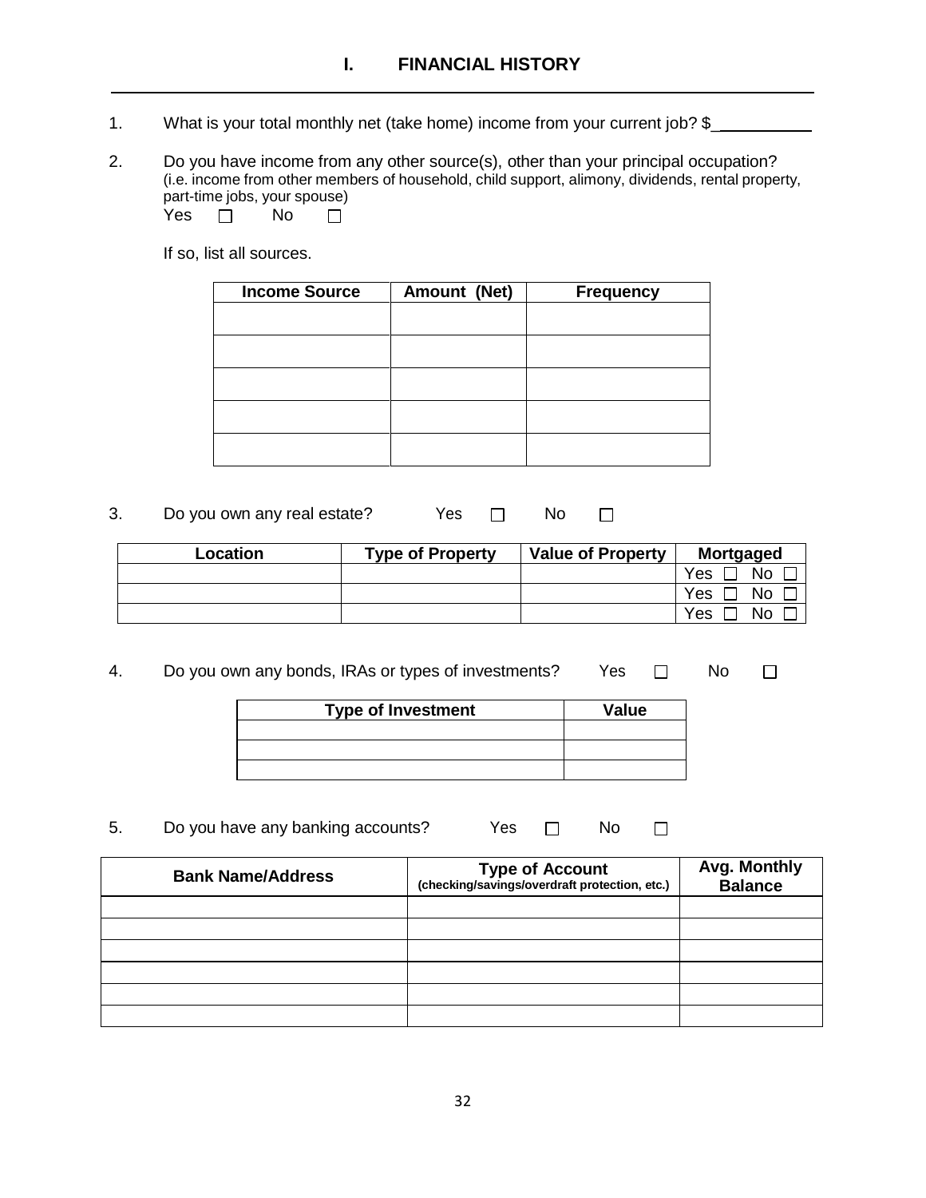# I. FINANCIAL HISTORY

1. What is your total monthly net (take home) income from your current job? $__________

2. Do you have income from any other source(s), other than your principal occupation? (i.e. income from other members of household, child support, alimony, dividends, rental property, part-time jobs, your spouse)
   Yes ☐ No ☐

   If so, list all sources.

| Income Source | Amount (Net) | Frequency |
|---|---|---|
| | | |
| | | |
| | | |
| | | |
| | | |

3. Do you own any real estate? Yes ☐ No ☐

| Location | Type of Property | Value of Property | Mortgaged |
|---|---|---|---|
| | | | Yes ☐ No ☐ |
| | | | Yes ☐ No ☐ |
| | | | Yes ☐ No ☐ |

4. Do you own any bonds, IRAs or types of investments? Yes ☐ No ☐

| Type of Investment | Value |
|---|---|
| | |
| | |
| | |

5. Do you have any banking accounts? Yes ☐ No ☐

| Bank Name/Address | Type of Account (checking/savings/overdraft protection, etc.) | Avg. Monthly Balance |
|---|---|---|
| | | |
| | | |
| | | |
| | | |
| | | |
| | | |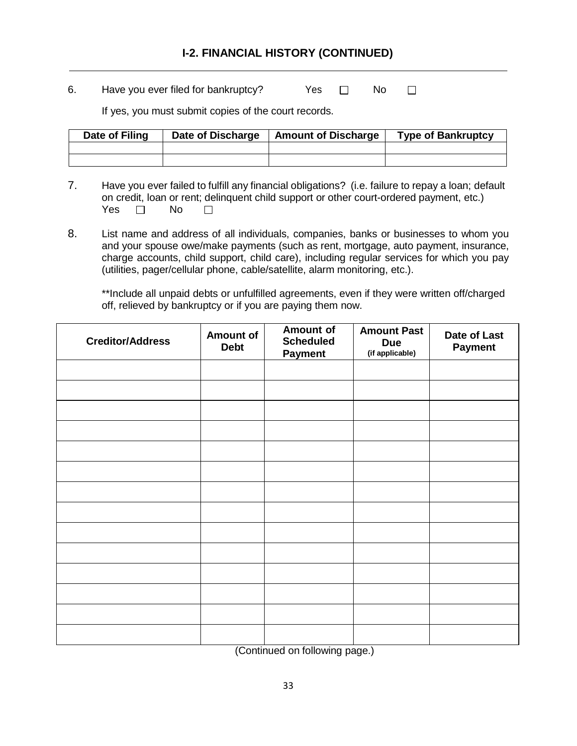## I-2. FINANCIAL HISTORY (CONTINUED)

6. Have you ever filed for bankruptcy? Yes ☐ No ☐

   If yes, you must submit copies of the court records.

| Date of Filing | Date of Discharge | Amount of Discharge | Type of Bankruptcy |
|---|---|---|---|
| | | | |
| | | | |

7. Have you ever failed to fulfill any financial obligations? (i.e. failure to repay a loan; default on credit, loan or rent; delinquent child support or other court-ordered payment, etc.)
   Yes ☐ No ☐

8. List name and address of all individuals, companies, banks or businesses to whom you and your spouse owe/make payments (such as rent, mortgage, auto payment, insurance, charge accounts, child support, child care), including regular services for which you pay (utilities, pager/cellular phone, cable/satellite, alarm monitoring, etc.).

   **Include all unpaid debts or unfulfilled agreements, even if they were written off/charged off, relieved by bankruptcy or if you are paying them now.

| Creditor/Address | Amount of Debt | Amount of Scheduled Payment | Amount Past Due (if applicable) | Date of Last Payment |
|---|---|---|---|---|
| | | | | |
| | | | | |
| | | | | |
| | | | | |
| | | | | |
| | | | | |
| | | | | |
| | | | | |
| | | | | |
| | | | | |
| | | | | |
| | | | | |
| | | | | |
| | | | | |

(Continued on following page.)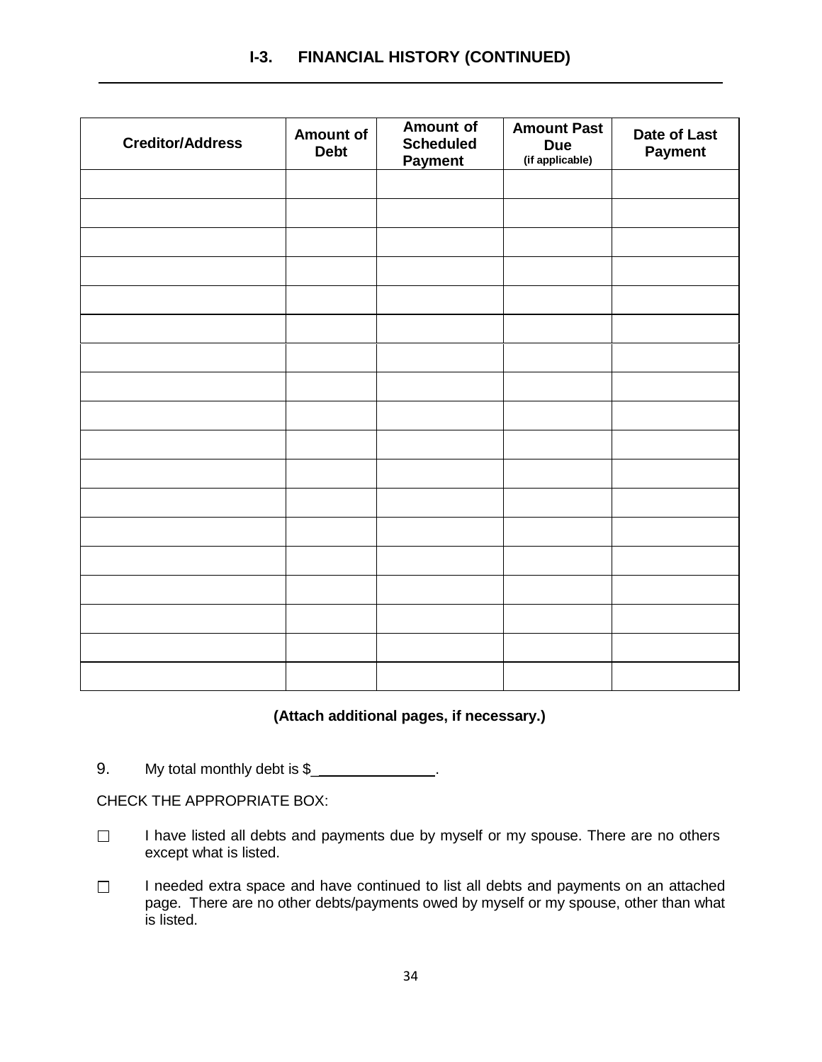## I-3. FINANCIAL HISTORY (CONTINUED)

| Creditor/Address | Amount of Debt | Amount of Scheduled Payment | Amount Past Due (if applicable) | Date of Last Payment |
|---|---|---|---|---|
| | | | | |
| | | | | |
| | | | | |
| | | | | |
| | | | | |
| | | | | |
| | | | | |
| | | | | |
| | | | | |
| | | | | |
| | | | | |
| | | | | |
| | | | | |
| | | | | |
| | | | | |
| | | | | |
| | | | | |
| | | | | |

**(Attach additional pages, if necessary.)**

9. My total monthly debt is $_______________.

CHECK THE APPROPRIATE BOX:

☐ I have listed all debts and payments due by myself or my spouse. There are no others except what is listed.

☐ I needed extra space and have continued to list all debts and payments on an attached page. There are no other debts/payments owed by myself or my spouse, other than what is listed.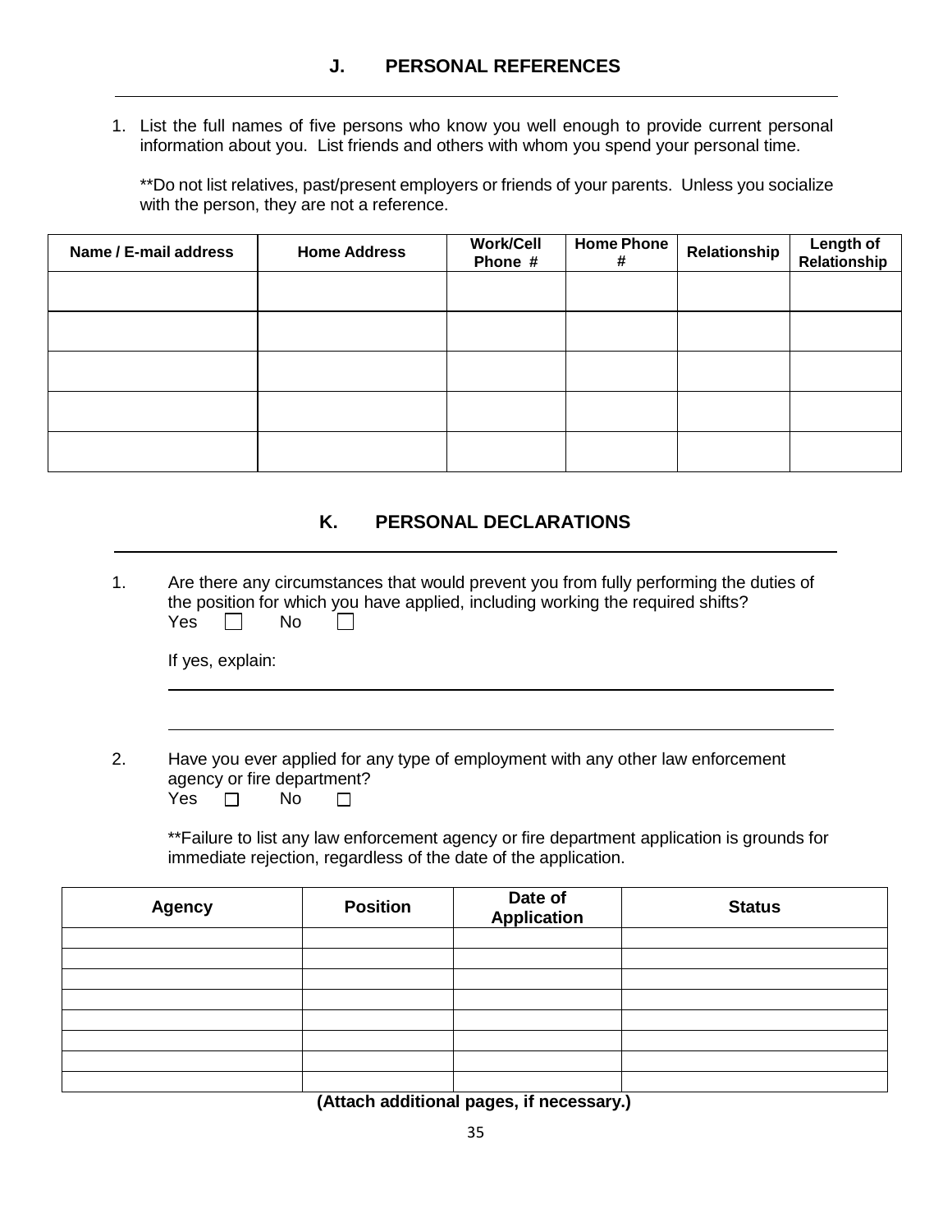## J. PERSONAL REFERENCES

1. List the full names of five persons who know you well enough to provide current personal information about you. List friends and others with whom you spend your personal time.

   **Do not list relatives, past/present employers or friends of your parents. Unless you socialize with the person, they are not a reference.

| Name / E-mail address | Home Address | Work/Cell Phone # | Home Phone # | Relationship | Length of Relationship |
|---|---|---|---|---|---|
| | | | | | |
| | | | | | |
| | | | | | |
| | | | | | |
| | | | | | |

## K. PERSONAL DECLARATIONS

1. Are there any circumstances that would prevent you from fully performing the duties of the position for which you have applied, including working the required shifts?
   Yes ☐ No ☐

   If yes, explain:

   ______________________________________________________________

   ______________________________________________________________

2. Have you ever applied for any type of employment with any other law enforcement agency or fire department?
   Yes ☐ No ☐

   **Failure to list any law enforcement agency or fire department application is grounds for immediate rejection, regardless of the date of the application.

| Agency | Position | Date of Application | Status |
|---|---|---|---|
| | | | |
| | | | |
| | | | |
| | | | |
| | | | |
| | | | |
| | | | |
| | | | |

**(Attach additional pages, if necessary.)**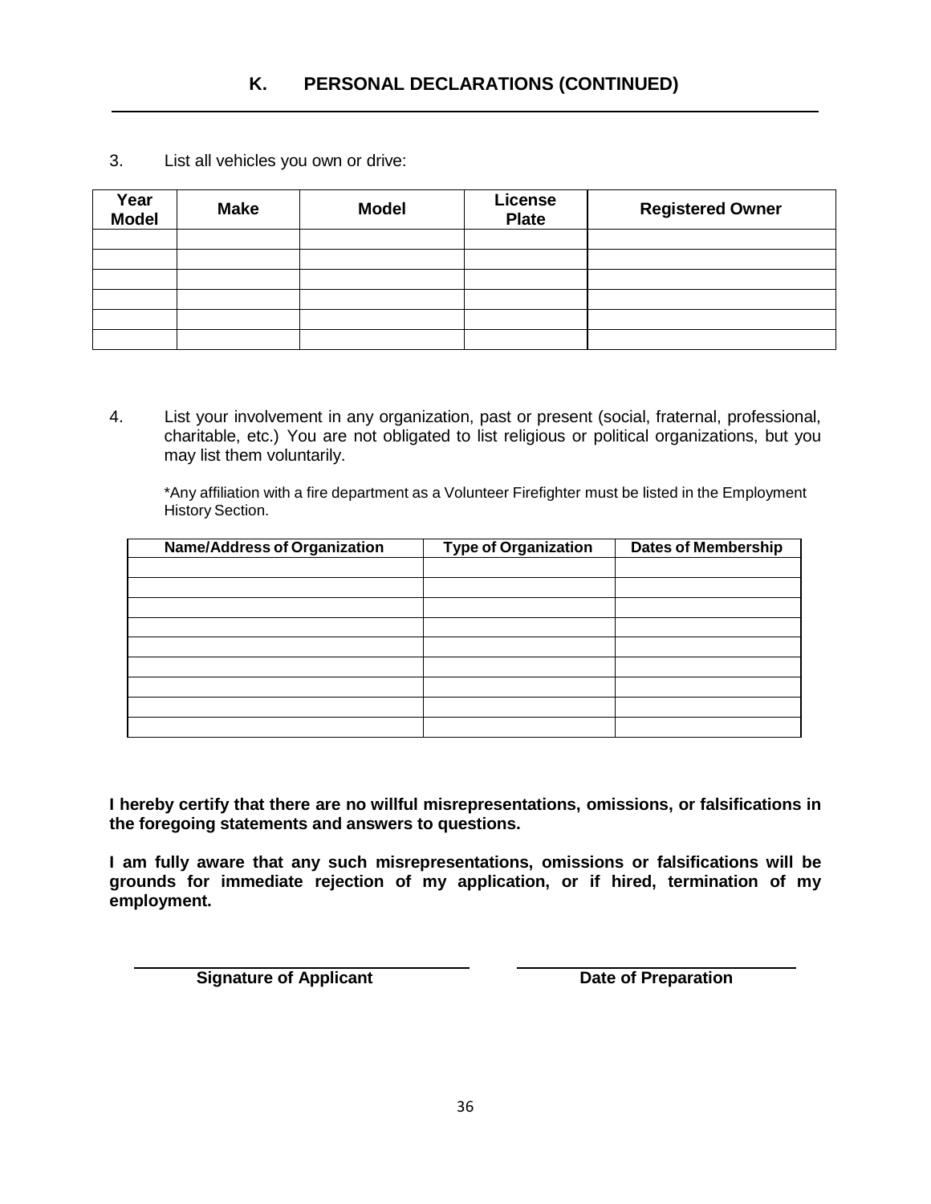## K. PERSONAL DECLARATIONS (CONTINUED)

3. List all vehicles you own or drive:

| Year Model | Make | Model | License Plate | Registered Owner |
|---|---|---|---|---|
| | | | | |
| | | | | |
| | | | | |
| | | | | |
| | | | | |
| | | | | |

4. List your involvement in any organization, past or present (social, fraternal, professional, charitable, etc.) You are not obligated to list religious or political organizations, but you may list them voluntarily.

   *Any affiliation with a fire department as a Volunteer Firefighter must be listed in the Employment History Section.

| Name/Address of Organization | Type of Organization | Dates of Membership |
|---|---|---|
| | | |
| | | |
| | | |
| | | |
| | | |
| | | |
| | | |
| | | |
| | | |

**I hereby certify that there are no willful misrepresentations, omissions, or falsifications in the foregoing statements and answers to questions.**

**I am fully aware that any such misrepresentations, omissions or falsifications will be grounds for immediate rejection of my application, or if hired, termination of my employment.**

_______________________________ _______________________________

**Signature of Applicant** **Date of Preparation**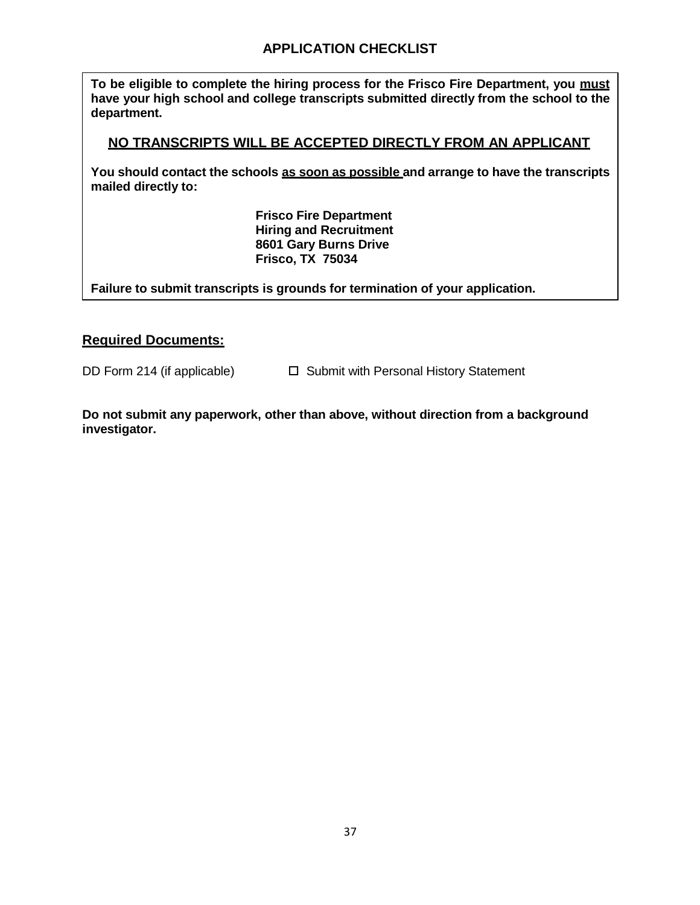## APPLICATION CHECKLIST

**To be eligible to complete the hiring process for the Frisco Fire Department, you must have your high school and college transcripts submitted directly from the school to the department.**

**NO TRANSCRIPTS WILL BE ACCEPTED DIRECTLY FROM AN APPLICANT**

**You should contact the schools as soon as possible and arrange to have the transcripts mailed directly to:**

**Frisco Fire Department**
**Hiring and Recruitment**
**8601 Gary Burns Drive**
**Frisco, TX 75034**

**Failure to submit transcripts is grounds for termination of your application.**

### Required Documents:

DD Form 214 (if applicable) ☐ Submit with Personal History Statement

**Do not submit any paperwork, other than above, without direction from a background investigator.**